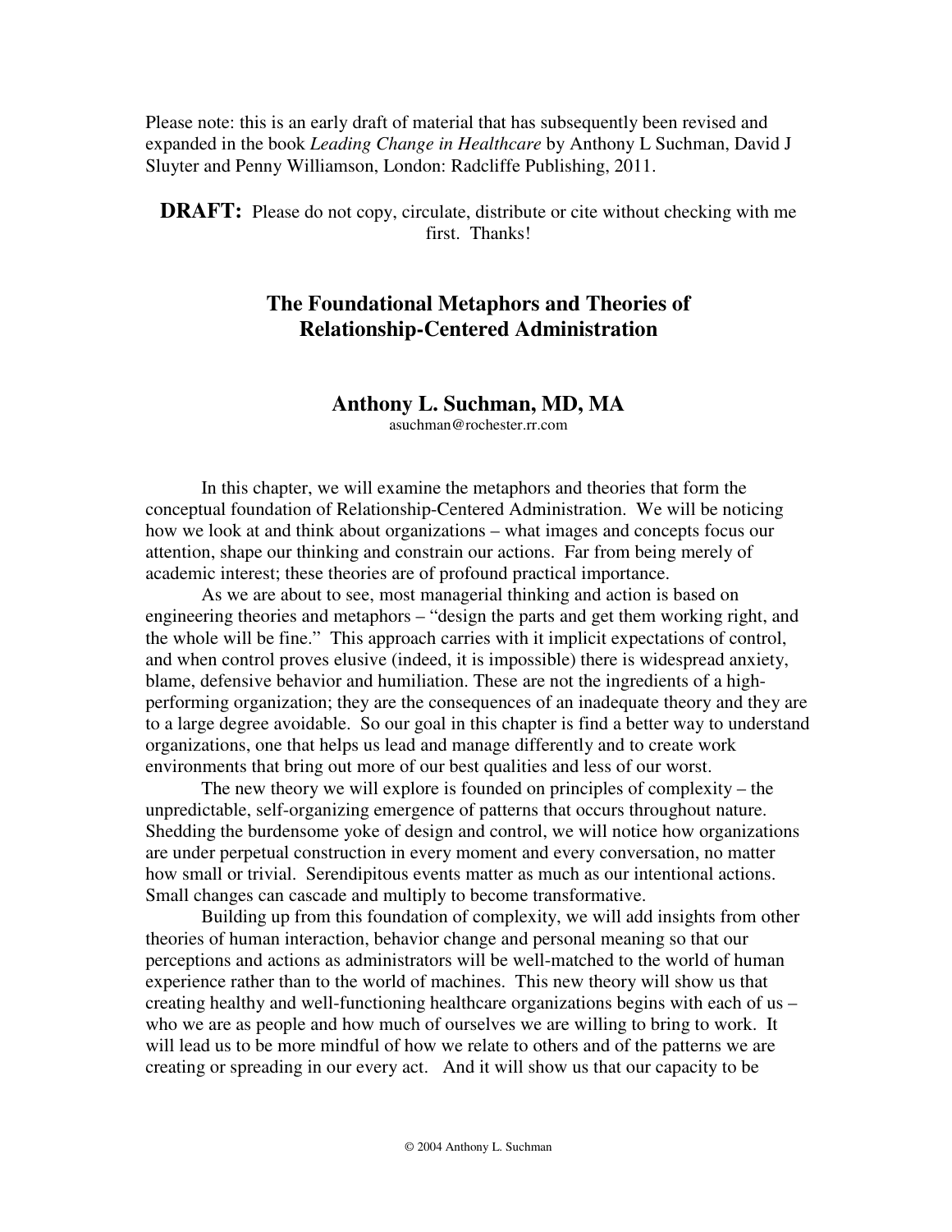Please note: this is an early draft of material that has subsequently been revised and expanded in the book *Leading Change in Healthcare* by Anthony L Suchman, David J Sluyter and Penny Williamson, London: Radcliffe Publishing, 2011.

**DRAFT:** Please do not copy, circulate, distribute or cite without checking with me first. Thanks!

# The Foundational Metaphors and Theories of Relationship-Centered Administration

## Anthony L. Suchman, MD, MA

asuchman@rochester.rr.com

In this chapter, we will examine the metaphors and theories that form the conceptual foundation of Relationship-Centered Administration. We will be noticing how we look at and think about organizations – what images and concepts focus our attention, shape our thinking and constrain our actions. Far from being merely of academic interest; these theories are of profound practical importance.

As we are about to see, most managerial thinking and action is based on engineering theories and metaphors – "design the parts and get them working right, and the whole will be fine." This approach carries with it implicit expectations of control, and when control proves elusive (indeed, it is impossible) there is widespread anxiety, blame, defensive behavior and humiliation. These are not the ingredients of a high-performing organization; they are the consequences of an inadequate theory and they are to a large degree avoidable. So our goal in this chapter is find a better way to understand organizations, one that helps us lead and manage differently and to create work environments that bring out more of our best qualities and less of our worst.

The new theory we will explore is founded on principles of complexity – the unpredictable, self-organizing emergence of patterns that occurs throughout nature. Shedding the burdensome yoke of design and control, we will notice how organizations are under perpetual construction in every moment and every conversation, no matter how small or trivial. Serendipitous events matter as much as our intentional actions. Small changes can cascade and multiply to become transformative.

Building up from this foundation of complexity, we will add insights from other theories of human interaction, behavior change and personal meaning so that our perceptions and actions as administrators will be well-matched to the world of human experience rather than to the world of machines. This new theory will show us that creating healthy and well-functioning healthcare organizations begins with each of us – who we are as people and how much of ourselves we are willing to bring to work. It will lead us to be more mindful of how we relate to others and of the patterns we are creating or spreading in our every act. And it will show us that our capacity to be

© 2004 Anthony L. Suchman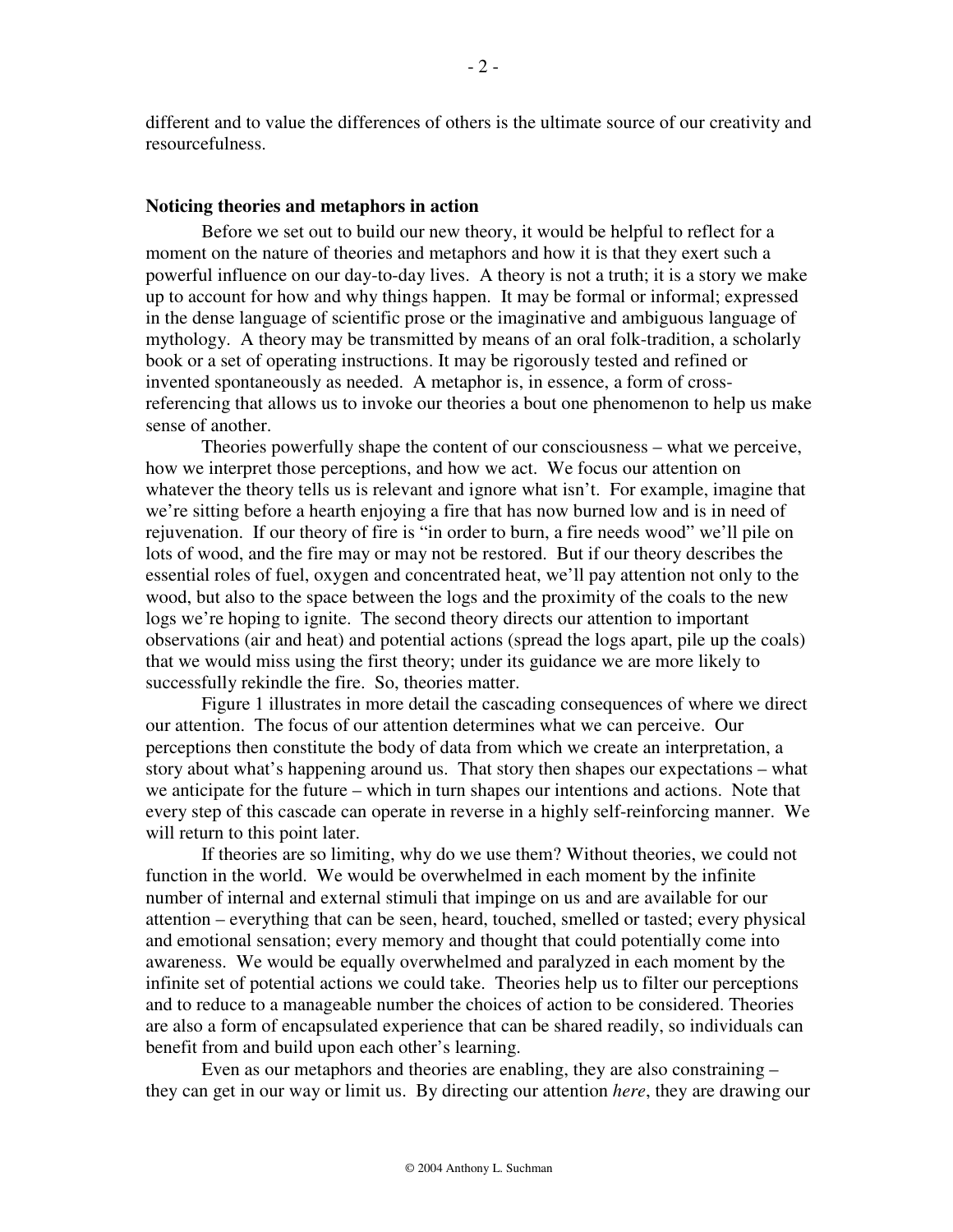different and to value the differences of others is the ultimate source of our creativity and resourcefulness.

**Noticing theories and metaphors in action**

Before we set out to build our new theory, it would be helpful to reflect for a moment on the nature of theories and metaphors and how it is that they exert such a powerful influence on our day-to-day lives. A theory is not a truth; it is a story we make up to account for how and why things happen. It may be formal or informal; expressed in the dense language of scientific prose or the imaginative and ambiguous language of mythology. A theory may be transmitted by means of an oral folk-tradition, a scholarly book or a set of operating instructions. It may be rigorously tested and refined or invented spontaneously as needed. A metaphor is, in essence, a form of cross-referencing that allows us to invoke our theories a bout one phenomenon to help us make sense of another.

Theories powerfully shape the content of our consciousness – what we perceive, how we interpret those perceptions, and how we act. We focus our attention on whatever the theory tells us is relevant and ignore what isn't. For example, imagine that we're sitting before a hearth enjoying a fire that has now burned low and is in need of rejuvenation. If our theory of fire is "in order to burn, a fire needs wood" we'll pile on lots of wood, and the fire may or may not be restored. But if our theory describes the essential roles of fuel, oxygen and concentrated heat, we'll pay attention not only to the wood, but also to the space between the logs and the proximity of the coals to the new logs we're hoping to ignite. The second theory directs our attention to important observations (air and heat) and potential actions (spread the logs apart, pile up the coals) that we would miss using the first theory; under its guidance we are more likely to successfully rekindle the fire. So, theories matter.

Figure 1 illustrates in more detail the cascading consequences of where we direct our attention. The focus of our attention determines what we can perceive. Our perceptions then constitute the body of data from which we create an interpretation, a story about what's happening around us. That story then shapes our expectations – what we anticipate for the future – which in turn shapes our intentions and actions. Note that every step of this cascade can operate in reverse in a highly self-reinforcing manner. We will return to this point later.

If theories are so limiting, why do we use them? Without theories, we could not function in the world. We would be overwhelmed in each moment by the infinite number of internal and external stimuli that impinge on us and are available for our attention – everything that can be seen, heard, touched, smelled or tasted; every physical and emotional sensation; every memory and thought that could potentially come into awareness. We would be equally overwhelmed and paralyzed in each moment by the infinite set of potential actions we could take. Theories help us to filter our perceptions and to reduce to a manageable number the choices of action to be considered. Theories are also a form of encapsulated experience that can be shared readily, so individuals can benefit from and build upon each other's learning.

Even as our metaphors and theories are enabling, they are also constraining – they can get in our way or limit us. By directing our attention *here*, they are drawing our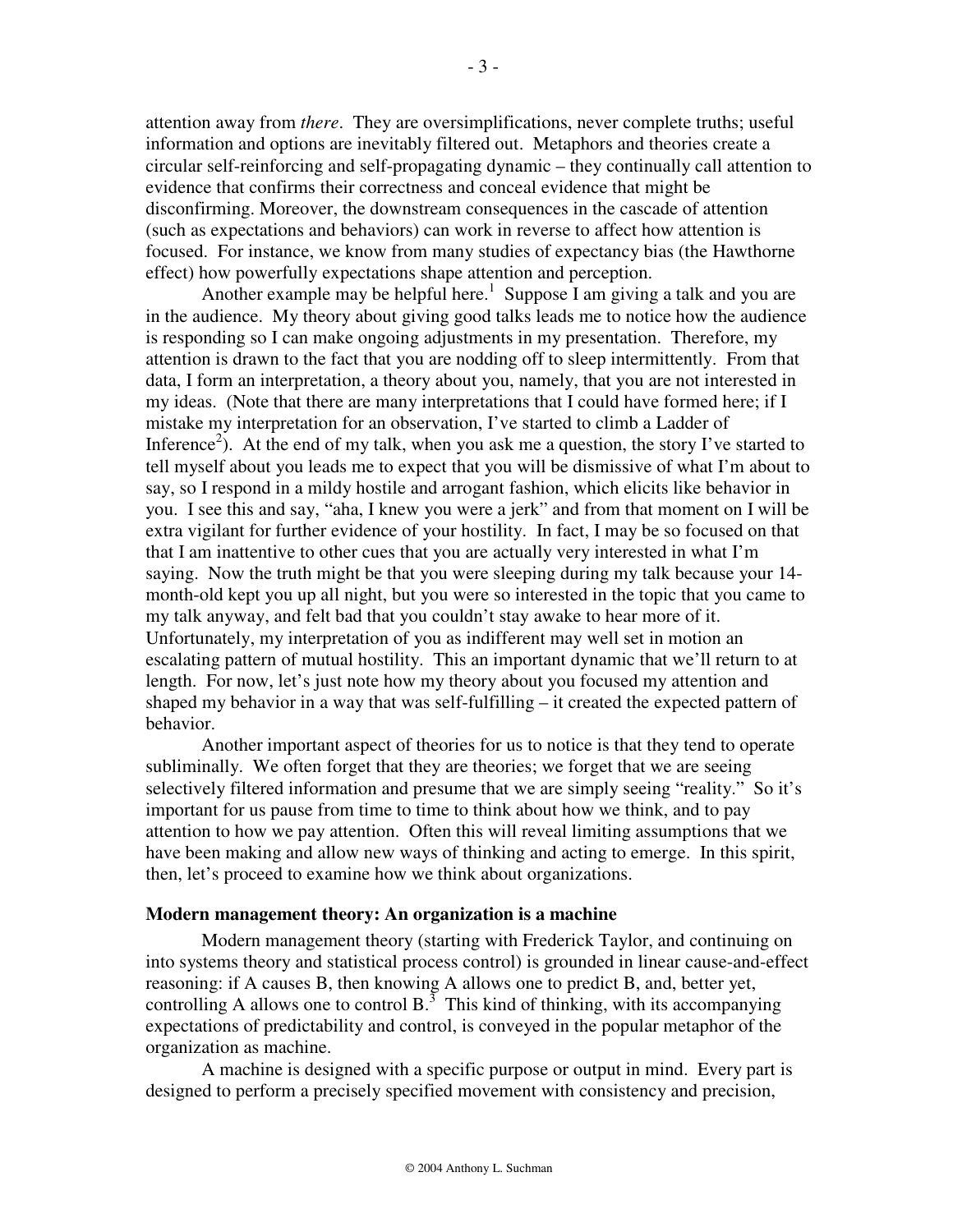attention away from *there*. They are oversimplifications, never complete truths; useful information and options are inevitably filtered out. Metaphors and theories create a circular self-reinforcing and self-propagating dynamic – they continually call attention to evidence that confirms their correctness and conceal evidence that might be disconfirming. Moreover, the downstream consequences in the cascade of attention (such as expectations and behaviors) can work in reverse to affect how attention is focused. For instance, we know from many studies of expectancy bias (the Hawthorne effect) how powerfully expectations shape attention and perception.

Another example may be helpful here.[1] Suppose I am giving a talk and you are in the audience. My theory about giving good talks leads me to notice how the audience is responding so I can make ongoing adjustments in my presentation. Therefore, my attention is drawn to the fact that you are nodding off to sleep intermittently. From that data, I form an interpretation, a theory about you, namely, that you are not interested in my ideas. (Note that there are many interpretations that I could have formed here; if I mistake my interpretation for an observation, I've started to climb a Ladder of Inference[2]). At the end of my talk, when you ask me a question, the story I've started to tell myself about you leads me to expect that you will be dismissive of what I'm about to say, so I respond in a mildy hostile and arrogant fashion, which elicits like behavior in you. I see this and say, "aha, I knew you were a jerk" and from that moment on I will be extra vigilant for further evidence of your hostility. In fact, I may be so focused on that that I am inattentive to other cues that you are actually very interested in what I'm saying. Now the truth might be that you were sleeping during my talk because your 14-month-old kept you up all night, but you were so interested in the topic that you came to my talk anyway, and felt bad that you couldn't stay awake to hear more of it. Unfortunately, my interpretation of you as indifferent may well set in motion an escalating pattern of mutual hostility. This an important dynamic that we'll return to at length. For now, let's just note how my theory about you focused my attention and shaped my behavior in a way that was self-fulfilling – it created the expected pattern of behavior.

Another important aspect of theories for us to notice is that they tend to operate subliminally. We often forget that they are theories; we forget that we are seeing selectively filtered information and presume that we are simply seeing "reality." So it's important for us pause from time to time to think about how we think, and to pay attention to how we pay attention. Often this will reveal limiting assumptions that we have been making and allow new ways of thinking and acting to emerge. In this spirit, then, let's proceed to examine how we think about organizations.

**Modern management theory: An organization is a machine**

Modern management theory (starting with Frederick Taylor, and continuing on into systems theory and statistical process control) is grounded in linear cause-and-effect reasoning: if A causes B, then knowing A allows one to predict B, and, better yet, controlling A allows one to control B.[3] This kind of thinking, with its accompanying expectations of predictability and control, is conveyed in the popular metaphor of the organization as machine.

A machine is designed with a specific purpose or output in mind. Every part is designed to perform a precisely specified movement with consistency and precision,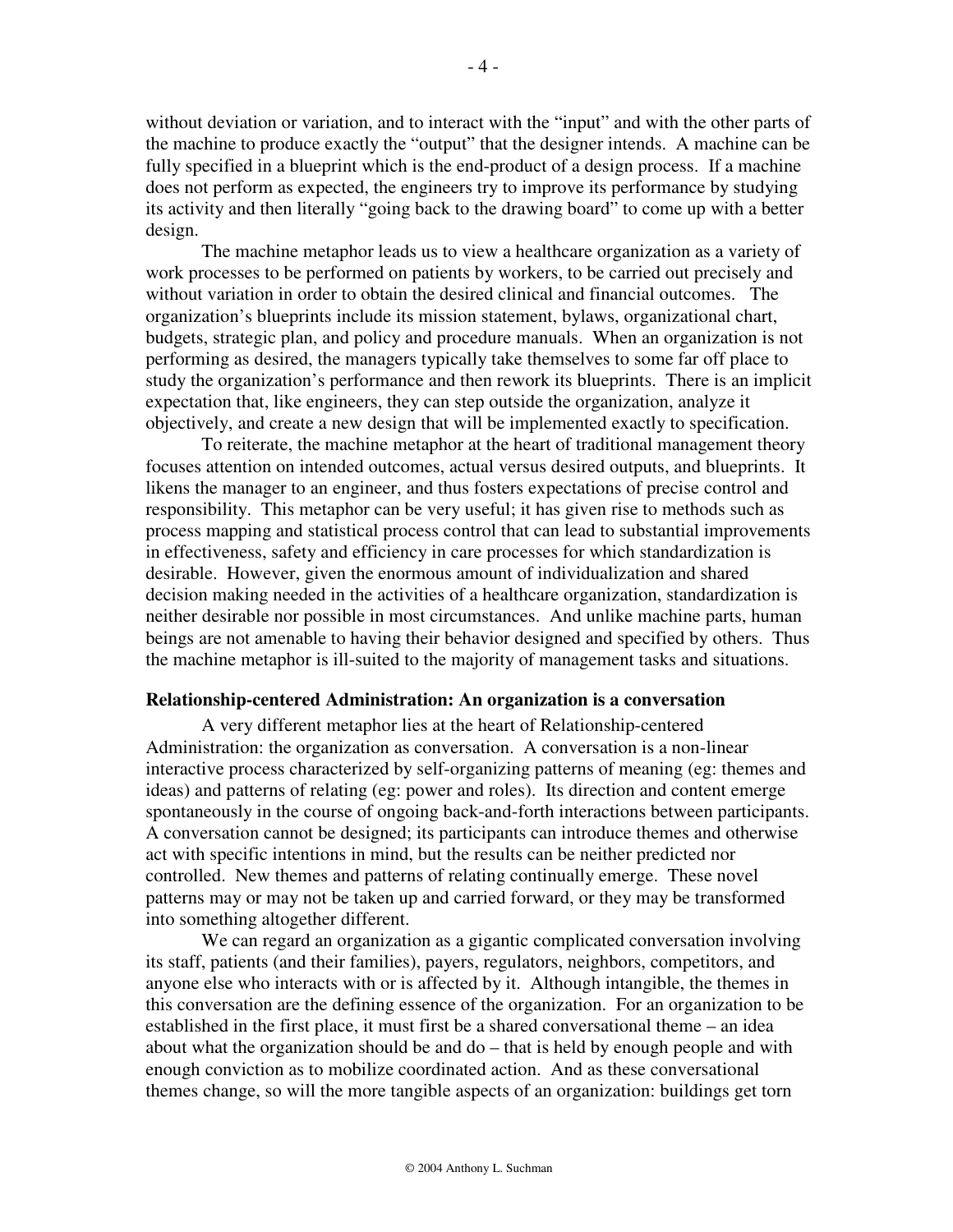without deviation or variation, and to interact with the "input" and with the other parts of the machine to produce exactly the "output" that the designer intends. A machine can be fully specified in a blueprint which is the end-product of a design process. If a machine does not perform as expected, the engineers try to improve its performance by studying its activity and then literally "going back to the drawing board" to come up with a better design.

The machine metaphor leads us to view a healthcare organization as a variety of work processes to be performed on patients by workers, to be carried out precisely and without variation in order to obtain the desired clinical and financial outcomes. The organization's blueprints include its mission statement, bylaws, organizational chart, budgets, strategic plan, and policy and procedure manuals. When an organization is not performing as desired, the managers typically take themselves to some far off place to study the organization's performance and then rework its blueprints. There is an implicit expectation that, like engineers, they can step outside the organization, analyze it objectively, and create a new design that will be implemented exactly to specification.

To reiterate, the machine metaphor at the heart of traditional management theory focuses attention on intended outcomes, actual versus desired outputs, and blueprints. It likens the manager to an engineer, and thus fosters expectations of precise control and responsibility. This metaphor can be very useful; it has given rise to methods such as process mapping and statistical process control that can lead to substantial improvements in effectiveness, safety and efficiency in care processes for which standardization is desirable. However, given the enormous amount of individualization and shared decision making needed in the activities of a healthcare organization, standardization is neither desirable nor possible in most circumstances. And unlike machine parts, human beings are not amenable to having their behavior designed and specified by others. Thus the machine metaphor is ill-suited to the majority of management tasks and situations.

**Relationship-centered Administration: An organization is a conversation**

A very different metaphor lies at the heart of Relationship-centered Administration: the organization as conversation. A conversation is a non-linear interactive process characterized by self-organizing patterns of meaning (eg: themes and ideas) and patterns of relating (eg: power and roles). Its direction and content emerge spontaneously in the course of ongoing back-and-forth interactions between participants. A conversation cannot be designed; its participants can introduce themes and otherwise act with specific intentions in mind, but the results can be neither predicted nor controlled. New themes and patterns of relating continually emerge. These novel patterns may or may not be taken up and carried forward, or they may be transformed into something altogether different.

We can regard an organization as a gigantic complicated conversation involving its staff, patients (and their families), payers, regulators, neighbors, competitors, and anyone else who interacts with or is affected by it. Although intangible, the themes in this conversation are the defining essence of the organization. For an organization to be established in the first place, it must first be a shared conversational theme – an idea about what the organization should be and do – that is held by enough people and with enough conviction as to mobilize coordinated action. And as these conversational themes change, so will the more tangible aspects of an organization: buildings get torn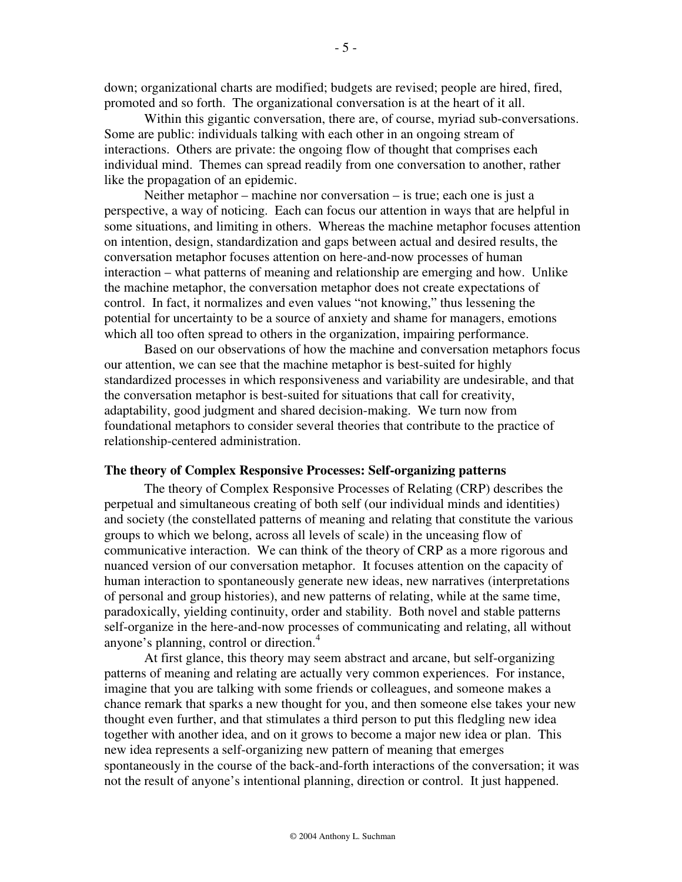down; organizational charts are modified; budgets are revised; people are hired, fired, promoted and so forth. The organizational conversation is at the heart of it all.

Within this gigantic conversation, there are, of course, myriad sub-conversations. Some are public: individuals talking with each other in an ongoing stream of interactions. Others are private: the ongoing flow of thought that comprises each individual mind. Themes can spread readily from one conversation to another, rather like the propagation of an epidemic.

Neither metaphor – machine nor conversation – is true; each one is just a perspective, a way of noticing. Each can focus our attention in ways that are helpful in some situations, and limiting in others. Whereas the machine metaphor focuses attention on intention, design, standardization and gaps between actual and desired results, the conversation metaphor focuses attention on here-and-now processes of human interaction – what patterns of meaning and relationship are emerging and how. Unlike the machine metaphor, the conversation metaphor does not create expectations of control. In fact, it normalizes and even values "not knowing," thus lessening the potential for uncertainty to be a source of anxiety and shame for managers, emotions which all too often spread to others in the organization, impairing performance.

Based on our observations of how the machine and conversation metaphors focus our attention, we can see that the machine metaphor is best-suited for highly standardized processes in which responsiveness and variability are undesirable, and that the conversation metaphor is best-suited for situations that call for creativity, adaptability, good judgment and shared decision-making. We turn now from foundational metaphors to consider several theories that contribute to the practice of relationship-centered administration.

**The theory of Complex Responsive Processes: Self-organizing patterns**

The theory of Complex Responsive Processes of Relating (CRP) describes the perpetual and simultaneous creating of both self (our individual minds and identities) and society (the constellated patterns of meaning and relating that constitute the various groups to which we belong, across all levels of scale) in the unceasing flow of communicative interaction. We can think of the theory of CRP as a more rigorous and nuanced version of our conversation metaphor. It focuses attention on the capacity of human interaction to spontaneously generate new ideas, new narratives (interpretations of personal and group histories), and new patterns of relating, while at the same time, paradoxically, yielding continuity, order and stability. Both novel and stable patterns self-organize in the here-and-now processes of communicating and relating, all without anyone's planning, control or direction.[4]

At first glance, this theory may seem abstract and arcane, but self-organizing patterns of meaning and relating are actually very common experiences. For instance, imagine that you are talking with some friends or colleagues, and someone makes a chance remark that sparks a new thought for you, and then someone else takes your new thought even further, and that stimulates a third person to put this fledgling new idea together with another idea, and on it grows to become a major new idea or plan. This new idea represents a self-organizing new pattern of meaning that emerges spontaneously in the course of the back-and-forth interactions of the conversation; it was not the result of anyone's intentional planning, direction or control. It just happened.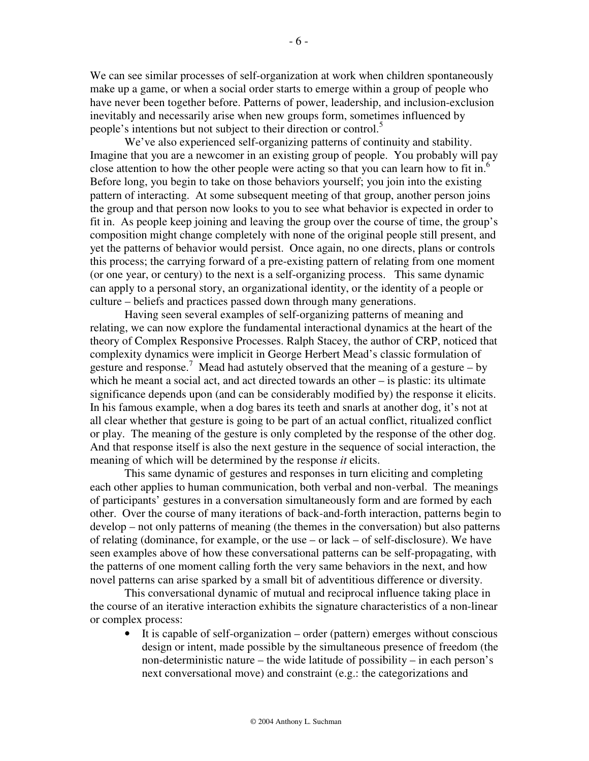We can see similar processes of self-organization at work when children spontaneously make up a game, or when a social order starts to emerge within a group of people who have never been together before. Patterns of power, leadership, and inclusion-exclusion inevitably and necessarily arise when new groups form, sometimes influenced by people's intentions but not subject to their direction or control.[5]

We've also experienced self-organizing patterns of continuity and stability. Imagine that you are a newcomer in an existing group of people. You probably will pay close attention to how the other people were acting so that you can learn how to fit in.[6] Before long, you begin to take on those behaviors yourself; you join into the existing pattern of interacting. At some subsequent meeting of that group, another person joins the group and that person now looks to you to see what behavior is expected in order to fit in. As people keep joining and leaving the group over the course of time, the group's composition might change completely with none of the original people still present, and yet the patterns of behavior would persist. Once again, no one directs, plans or controls this process; the carrying forward of a pre-existing pattern of relating from one moment (or one year, or century) to the next is a self-organizing process. This same dynamic can apply to a personal story, an organizational identity, or the identity of a people or culture – beliefs and practices passed down through many generations.

Having seen several examples of self-organizing patterns of meaning and relating, we can now explore the fundamental interactional dynamics at the heart of the theory of Complex Responsive Processes. Ralph Stacey, the author of CRP, noticed that complexity dynamics were implicit in George Herbert Mead's classic formulation of gesture and response.[7] Mead had astutely observed that the meaning of a gesture – by which he meant a social act, and act directed towards an other – is plastic: its ultimate significance depends upon (and can be considerably modified by) the response it elicits. In his famous example, when a dog bares its teeth and snarls at another dog, it's not at all clear whether that gesture is going to be part of an actual conflict, ritualized conflict or play. The meaning of the gesture is only completed by the response of the other dog. And that response itself is also the next gesture in the sequence of social interaction, the meaning of which will be determined by the response *it* elicits.

This same dynamic of gestures and responses in turn eliciting and completing each other applies to human communication, both verbal and non-verbal. The meanings of participants' gestures in a conversation simultaneously form and are formed by each other. Over the course of many iterations of back-and-forth interaction, patterns begin to develop – not only patterns of meaning (the themes in the conversation) but also patterns of relating (dominance, for example, or the use – or lack – of self-disclosure). We have seen examples above of how these conversational patterns can be self-propagating, with the patterns of one moment calling forth the very same behaviors in the next, and how novel patterns can arise sparked by a small bit of adventitious difference or diversity.

This conversational dynamic of mutual and reciprocal influence taking place in the course of an iterative interaction exhibits the signature characteristics of a non-linear or complex process:

- It is capable of self-organization – order (pattern) emerges without conscious design or intent, made possible by the simultaneous presence of freedom (the non-deterministic nature – the wide latitude of possibility – in each person's next conversational move) and constraint (e.g.: the categorizations and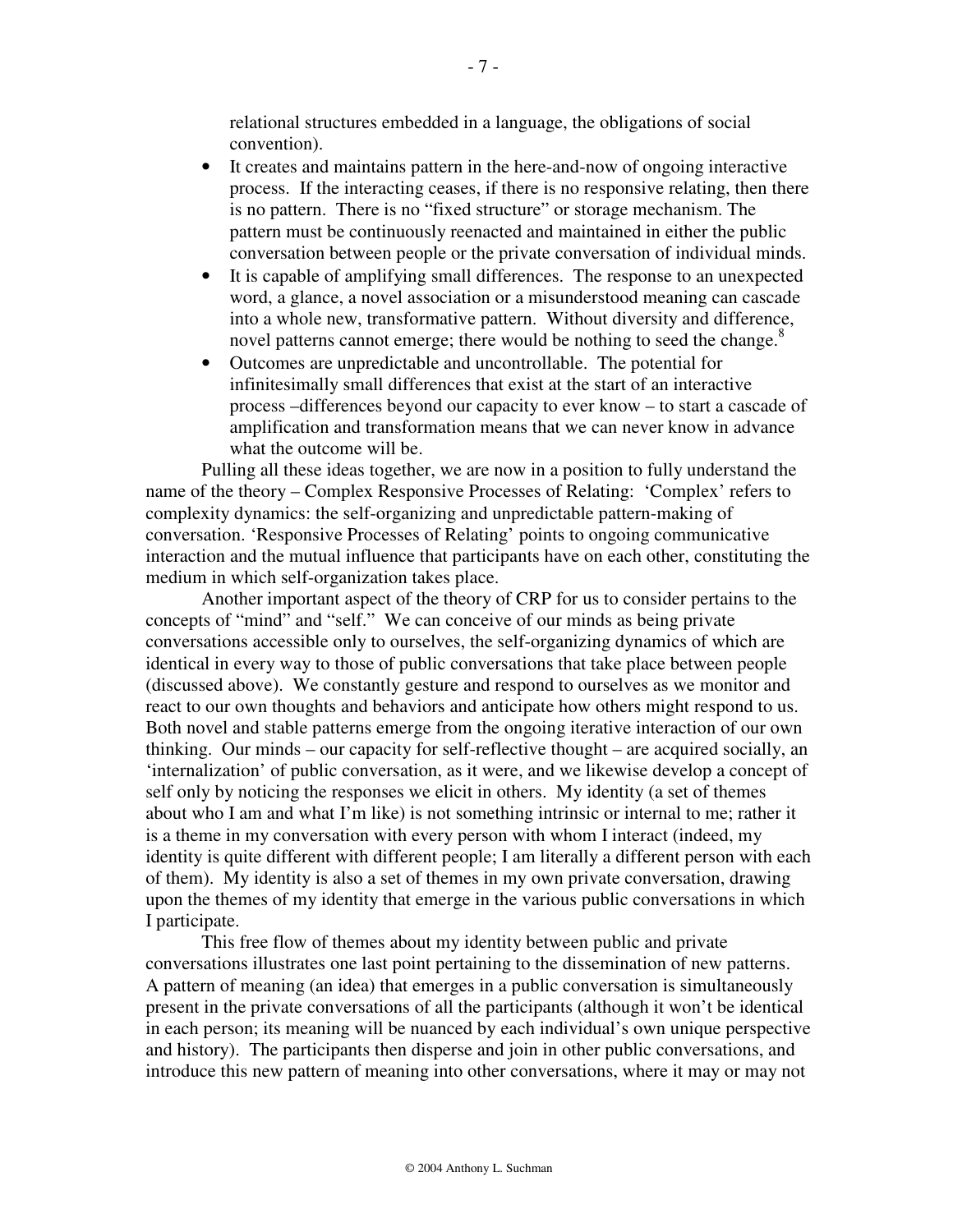relational structures embedded in a language, the obligations of social convention).

- It creates and maintains pattern in the here-and-now of ongoing interactive process. If the interacting ceases, if there is no responsive relating, then there is no pattern. There is no "fixed structure" or storage mechanism. The pattern must be continuously reenacted and maintained in either the public conversation between people or the private conversation of individual minds.
- It is capable of amplifying small differences. The response to an unexpected word, a glance, a novel association or a misunderstood meaning can cascade into a whole new, transformative pattern. Without diversity and difference, novel patterns cannot emerge; there would be nothing to seed the change.[8]
- Outcomes are unpredictable and uncontrollable. The potential for infinitesimally small differences that exist at the start of an interactive process –differences beyond our capacity to ever know – to start a cascade of amplification and transformation means that we can never know in advance what the outcome will be.

Pulling all these ideas together, we are now in a position to fully understand the name of the theory – Complex Responsive Processes of Relating: 'Complex' refers to complexity dynamics: the self-organizing and unpredictable pattern-making of conversation. 'Responsive Processes of Relating' points to ongoing communicative interaction and the mutual influence that participants have on each other, constituting the medium in which self-organization takes place.

Another important aspect of the theory of CRP for us to consider pertains to the concepts of "mind" and "self." We can conceive of our minds as being private conversations accessible only to ourselves, the self-organizing dynamics of which are identical in every way to those of public conversations that take place between people (discussed above). We constantly gesture and respond to ourselves as we monitor and react to our own thoughts and behaviors and anticipate how others might respond to us. Both novel and stable patterns emerge from the ongoing iterative interaction of our own thinking. Our minds – our capacity for self-reflective thought – are acquired socially, an 'internalization' of public conversation, as it were, and we likewise develop a concept of self only by noticing the responses we elicit in others. My identity (a set of themes about who I am and what I'm like) is not something intrinsic or internal to me; rather it is a theme in my conversation with every person with whom I interact (indeed, my identity is quite different with different people; I am literally a different person with each of them). My identity is also a set of themes in my own private conversation, drawing upon the themes of my identity that emerge in the various public conversations in which I participate.

This free flow of themes about my identity between public and private conversations illustrates one last point pertaining to the dissemination of new patterns. A pattern of meaning (an idea) that emerges in a public conversation is simultaneously present in the private conversations of all the participants (although it won't be identical in each person; its meaning will be nuanced by each individual's own unique perspective and history). The participants then disperse and join in other public conversations, and introduce this new pattern of meaning into other conversations, where it may or may not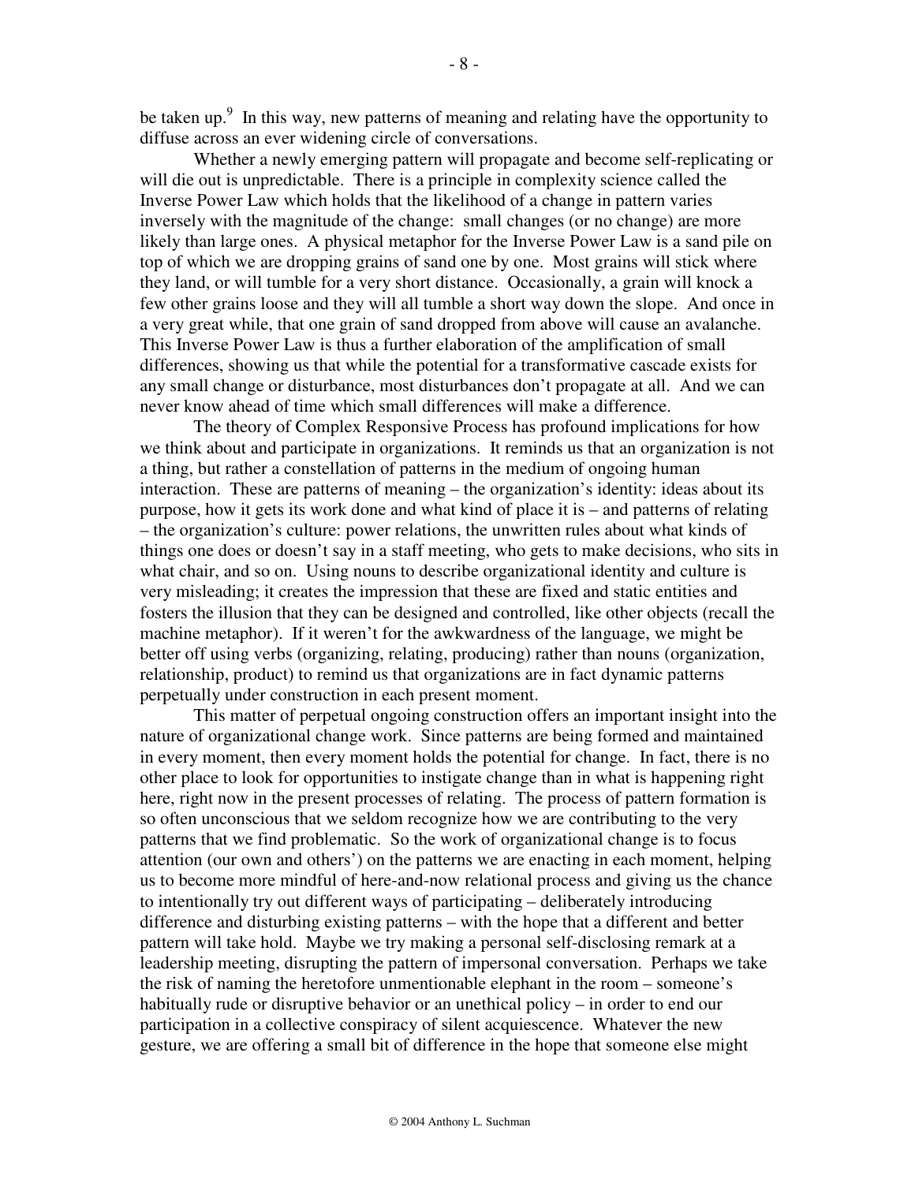be taken up.[9] In this way, new patterns of meaning and relating have the opportunity to diffuse across an ever widening circle of conversations.

Whether a newly emerging pattern will propagate and become self-replicating or will die out is unpredictable. There is a principle in complexity science called the Inverse Power Law which holds that the likelihood of a change in pattern varies inversely with the magnitude of the change: small changes (or no change) are more likely than large ones. A physical metaphor for the Inverse Power Law is a sand pile on top of which we are dropping grains of sand one by one. Most grains will stick where they land, or will tumble for a very short distance. Occasionally, a grain will knock a few other grains loose and they will all tumble a short way down the slope. And once in a very great while, that one grain of sand dropped from above will cause an avalanche. This Inverse Power Law is thus a further elaboration of the amplification of small differences, showing us that while the potential for a transformative cascade exists for any small change or disturbance, most disturbances don't propagate at all. And we can never know ahead of time which small differences will make a difference.

The theory of Complex Responsive Process has profound implications for how we think about and participate in organizations. It reminds us that an organization is not a thing, but rather a constellation of patterns in the medium of ongoing human interaction. These are patterns of meaning – the organization's identity: ideas about its purpose, how it gets its work done and what kind of place it is – and patterns of relating – the organization's culture: power relations, the unwritten rules about what kinds of things one does or doesn't say in a staff meeting, who gets to make decisions, who sits in what chair, and so on. Using nouns to describe organizational identity and culture is very misleading; it creates the impression that these are fixed and static entities and fosters the illusion that they can be designed and controlled, like other objects (recall the machine metaphor). If it weren't for the awkwardness of the language, we might be better off using verbs (organizing, relating, producing) rather than nouns (organization, relationship, product) to remind us that organizations are in fact dynamic patterns perpetually under construction in each present moment.

This matter of perpetual ongoing construction offers an important insight into the nature of organizational change work. Since patterns are being formed and maintained in every moment, then every moment holds the potential for change. In fact, there is no other place to look for opportunities to instigate change than in what is happening right here, right now in the present processes of relating. The process of pattern formation is so often unconscious that we seldom recognize how we are contributing to the very patterns that we find problematic. So the work of organizational change is to focus attention (our own and others') on the patterns we are enacting in each moment, helping us to become more mindful of here-and-now relational process and giving us the chance to intentionally try out different ways of participating – deliberately introducing difference and disturbing existing patterns – with the hope that a different and better pattern will take hold. Maybe we try making a personal self-disclosing remark at a leadership meeting, disrupting the pattern of impersonal conversation. Perhaps we take the risk of naming the heretofore unmentionable elephant in the room – someone's habitually rude or disruptive behavior or an unethical policy – in order to end our participation in a collective conspiracy of silent acquiescence. Whatever the new gesture, we are offering a small bit of difference in the hope that someone else might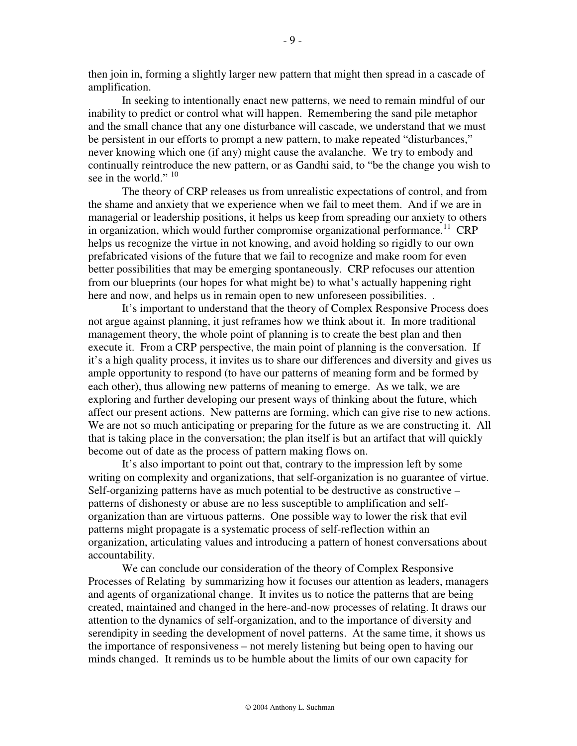then join in, forming a slightly larger new pattern that might then spread in a cascade of amplification.

In seeking to intentionally enact new patterns, we need to remain mindful of our inability to predict or control what will happen. Remembering the sand pile metaphor and the small chance that any one disturbance will cascade, we understand that we must be persistent in our efforts to prompt a new pattern, to make repeated "disturbances," never knowing which one (if any) might cause the avalanche. We try to embody and continually reintroduce the new pattern, or as Gandhi said, to "be the change you wish to see in the world." [10]

The theory of CRP releases us from unrealistic expectations of control, and from the shame and anxiety that we experience when we fail to meet them. And if we are in managerial or leadership positions, it helps us keep from spreading our anxiety to others in organization, which would further compromise organizational performance.[11] CRP helps us recognize the virtue in not knowing, and avoid holding so rigidly to our own prefabricated visions of the future that we fail to recognize and make room for even better possibilities that may be emerging spontaneously. CRP refocuses our attention from our blueprints (our hopes for what might be) to what's actually happening right here and now, and helps us in remain open to new unforeseen possibilities. .

It's important to understand that the theory of Complex Responsive Process does not argue against planning, it just reframes how we think about it. In more traditional management theory, the whole point of planning is to create the best plan and then execute it. From a CRP perspective, the main point of planning is the conversation. If it's a high quality process, it invites us to share our differences and diversity and gives us ample opportunity to respond (to have our patterns of meaning form and be formed by each other), thus allowing new patterns of meaning to emerge. As we talk, we are exploring and further developing our present ways of thinking about the future, which affect our present actions. New patterns are forming, which can give rise to new actions. We are not so much anticipating or preparing for the future as we are constructing it. All that is taking place in the conversation; the plan itself is but an artifact that will quickly become out of date as the process of pattern making flows on.

It's also important to point out that, contrary to the impression left by some writing on complexity and organizations, that self-organization is no guarantee of virtue. Self-organizing patterns have as much potential to be destructive as constructive – patterns of dishonesty or abuse are no less susceptible to amplification and self-organization than are virtuous patterns. One possible way to lower the risk that evil patterns might propagate is a systematic process of self-reflection within an organization, articulating values and introducing a pattern of honest conversations about accountability.

We can conclude our consideration of the theory of Complex Responsive Processes of Relating by summarizing how it focuses our attention as leaders, managers and agents of organizational change. It invites us to notice the patterns that are being created, maintained and changed in the here-and-now processes of relating. It draws our attention to the dynamics of self-organization, and to the importance of diversity and serendipity in seeding the development of novel patterns. At the same time, it shows us the importance of responsiveness – not merely listening but being open to having our minds changed. It reminds us to be humble about the limits of our own capacity for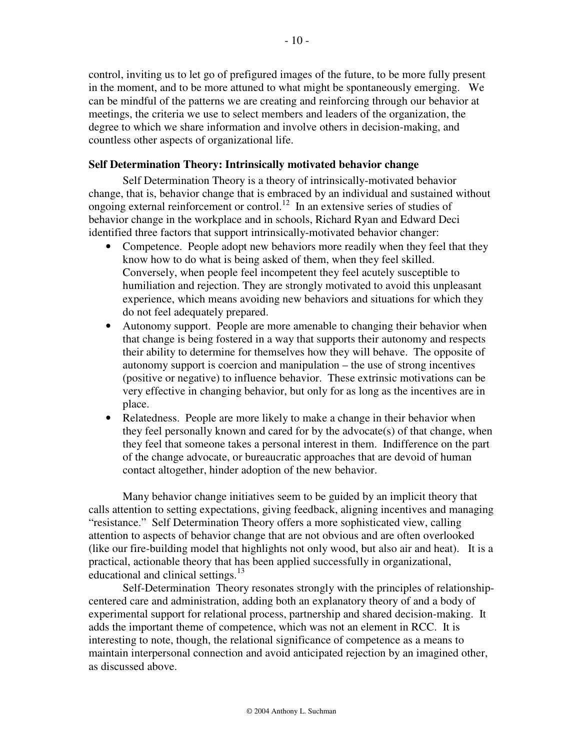control, inviting us to let go of prefigured images of the future, to be more fully present in the moment, and to be more attuned to what might be spontaneously emerging. We can be mindful of the patterns we are creating and reinforcing through our behavior at meetings, the criteria we use to select members and leaders of the organization, the degree to which we share information and involve others in decision-making, and countless other aspects of organizational life.

**Self Determination Theory: Intrinsically motivated behavior change**

Self Determination Theory is a theory of intrinsically-motivated behavior change, that is, behavior change that is embraced by an individual and sustained without ongoing external reinforcement or control.[12] In an extensive series of studies of behavior change in the workplace and in schools, Richard Ryan and Edward Deci identified three factors that support intrinsically-motivated behavior changer:

- Competence. People adopt new behaviors more readily when they feel that they know how to do what is being asked of them, when they feel skilled. Conversely, when people feel incompetent they feel acutely susceptible to humiliation and rejection. They are strongly motivated to avoid this unpleasant experience, which means avoiding new behaviors and situations for which they do not feel adequately prepared.
- Autonomy support. People are more amenable to changing their behavior when that change is being fostered in a way that supports their autonomy and respects their ability to determine for themselves how they will behave. The opposite of autonomy support is coercion and manipulation – the use of strong incentives (positive or negative) to influence behavior. These extrinsic motivations can be very effective in changing behavior, but only for as long as the incentives are in place.
- Relatedness. People are more likely to make a change in their behavior when they feel personally known and cared for by the advocate(s) of that change, when they feel that someone takes a personal interest in them. Indifference on the part of the change advocate, or bureaucratic approaches that are devoid of human contact altogether, hinder adoption of the new behavior.

Many behavior change initiatives seem to be guided by an implicit theory that calls attention to setting expectations, giving feedback, aligning incentives and managing "resistance." Self Determination Theory offers a more sophisticated view, calling attention to aspects of behavior change that are not obvious and are often overlooked (like our fire-building model that highlights not only wood, but also air and heat). It is a practical, actionable theory that has been applied successfully in organizational, educational and clinical settings.[13]

Self-Determination Theory resonates strongly with the principles of relationship-centered care and administration, adding both an explanatory theory of and a body of experimental support for relational process, partnership and shared decision-making. It adds the important theme of competence, which was not an element in RCC. It is interesting to note, though, the relational significance of competence as a means to maintain interpersonal connection and avoid anticipated rejection by an imagined other, as discussed above.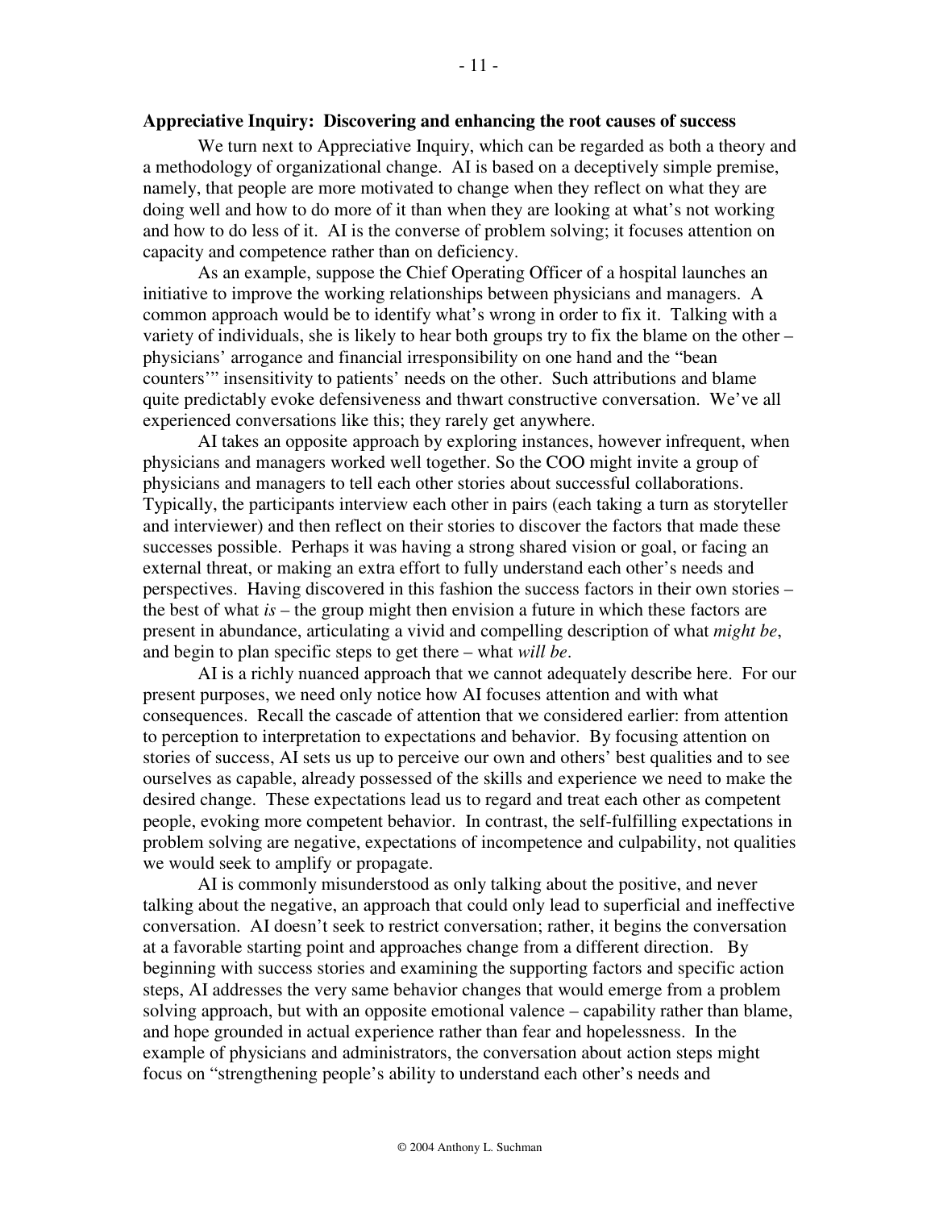**Appreciative Inquiry: Discovering and enhancing the root causes of success**

We turn next to Appreciative Inquiry, which can be regarded as both a theory and a methodology of organizational change. AI is based on a deceptively simple premise, namely, that people are more motivated to change when they reflect on what they are doing well and how to do more of it than when they are looking at what's not working and how to do less of it. AI is the converse of problem solving; it focuses attention on capacity and competence rather than on deficiency.

As an example, suppose the Chief Operating Officer of a hospital launches an initiative to improve the working relationships between physicians and managers. A common approach would be to identify what's wrong in order to fix it. Talking with a variety of individuals, she is likely to hear both groups try to fix the blame on the other – physicians' arrogance and financial irresponsibility on one hand and the "bean counters'" insensitivity to patients' needs on the other. Such attributions and blame quite predictably evoke defensiveness and thwart constructive conversation. We've all experienced conversations like this; they rarely get anywhere.

AI takes an opposite approach by exploring instances, however infrequent, when physicians and managers worked well together. So the COO might invite a group of physicians and managers to tell each other stories about successful collaborations. Typically, the participants interview each other in pairs (each taking a turn as storyteller and interviewer) and then reflect on their stories to discover the factors that made these successes possible. Perhaps it was having a strong shared vision or goal, or facing an external threat, or making an extra effort to fully understand each other's needs and perspectives. Having discovered in this fashion the success factors in their own stories – the best of what *is* – the group might then envision a future in which these factors are present in abundance, articulating a vivid and compelling description of what *might be*, and begin to plan specific steps to get there – what *will be*.

AI is a richly nuanced approach that we cannot adequately describe here. For our present purposes, we need only notice how AI focuses attention and with what consequences. Recall the cascade of attention that we considered earlier: from attention to perception to interpretation to expectations and behavior. By focusing attention on stories of success, AI sets us up to perceive our own and others' best qualities and to see ourselves as capable, already possessed of the skills and experience we need to make the desired change. These expectations lead us to regard and treat each other as competent people, evoking more competent behavior. In contrast, the self-fulfilling expectations in problem solving are negative, expectations of incompetence and culpability, not qualities we would seek to amplify or propagate.

AI is commonly misunderstood as only talking about the positive, and never talking about the negative, an approach that could only lead to superficial and ineffective conversation. AI doesn't seek to restrict conversation; rather, it begins the conversation at a favorable starting point and approaches change from a different direction. By beginning with success stories and examining the supporting factors and specific action steps, AI addresses the very same behavior changes that would emerge from a problem solving approach, but with an opposite emotional valence – capability rather than blame, and hope grounded in actual experience rather than fear and hopelessness. In the example of physicians and administrators, the conversation about action steps might focus on "strengthening people's ability to understand each other's needs and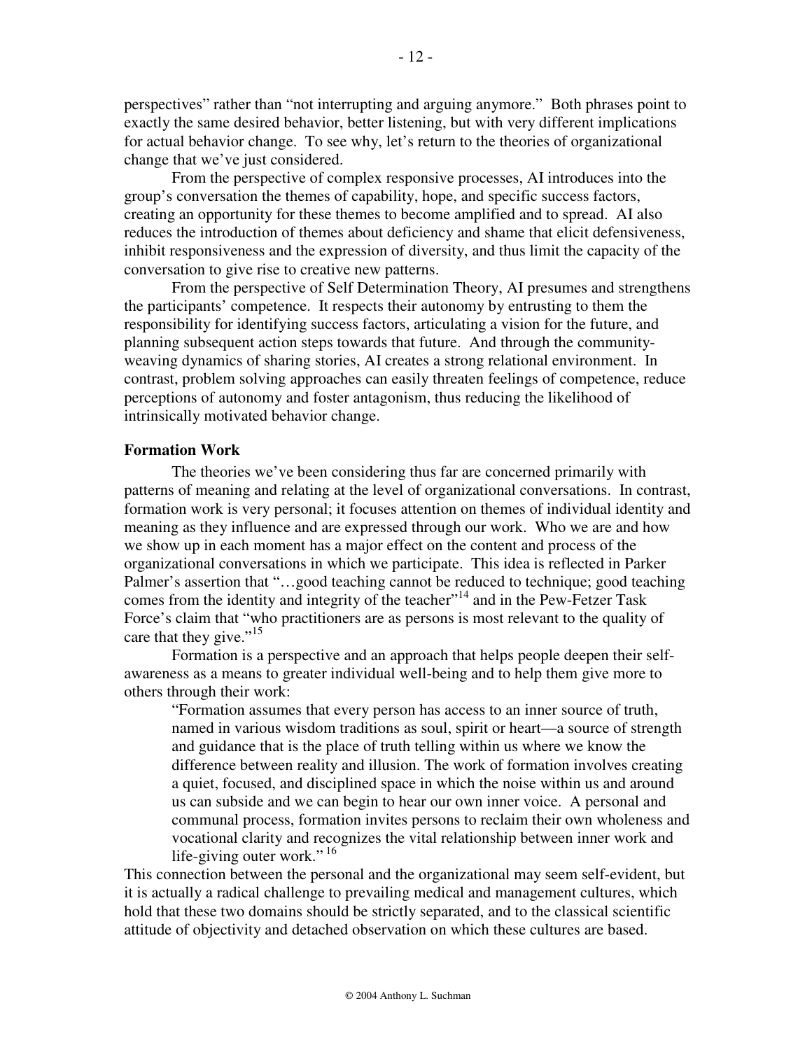perspectives" rather than "not interrupting and arguing anymore." Both phrases point to exactly the same desired behavior, better listening, but with very different implications for actual behavior change. To see why, let's return to the theories of organizational change that we've just considered.

From the perspective of complex responsive processes, AI introduces into the group's conversation the themes of capability, hope, and specific success factors, creating an opportunity for these themes to become amplified and to spread. AI also reduces the introduction of themes about deficiency and shame that elicit defensiveness, inhibit responsiveness and the expression of diversity, and thus limit the capacity of the conversation to give rise to creative new patterns.

From the perspective of Self Determination Theory, AI presumes and strengthens the participants' competence. It respects their autonomy by entrusting to them the responsibility for identifying success factors, articulating a vision for the future, and planning subsequent action steps towards that future. And through the community-weaving dynamics of sharing stories, AI creates a strong relational environment. In contrast, problem solving approaches can easily threaten feelings of competence, reduce perceptions of autonomy and foster antagonism, thus reducing the likelihood of intrinsically motivated behavior change.

**Formation Work**

The theories we've been considering thus far are concerned primarily with patterns of meaning and relating at the level of organizational conversations. In contrast, formation work is very personal; it focuses attention on themes of individual identity and meaning as they influence and are expressed through our work. Who we are and how we show up in each moment has a major effect on the content and process of the organizational conversations in which we participate. This idea is reflected in Parker Palmer's assertion that "…good teaching cannot be reduced to technique; good teaching comes from the identity and integrity of the teacher"[14] and in the Pew-Fetzer Task Force's claim that "who practitioners are as persons is most relevant to the quality of care that they give."[15]

Formation is a perspective and an approach that helps people deepen their self-awareness as a means to greater individual well-being and to help them give more to others through their work:

> "Formation assumes that every person has access to an inner source of truth, named in various wisdom traditions as soul, spirit or heart—a source of strength and guidance that is the place of truth telling within us where we know the difference between reality and illusion. The work of formation involves creating a quiet, focused, and disciplined space in which the noise within us and around us can subside and we can begin to hear our own inner voice. A personal and communal process, formation invites persons to reclaim their own wholeness and vocational clarity and recognizes the vital relationship between inner work and life-giving outer work." [16]

This connection between the personal and the organizational may seem self-evident, but it is actually a radical challenge to prevailing medical and management cultures, which hold that these two domains should be strictly separated, and to the classical scientific attitude of objectivity and detached observation on which these cultures are based.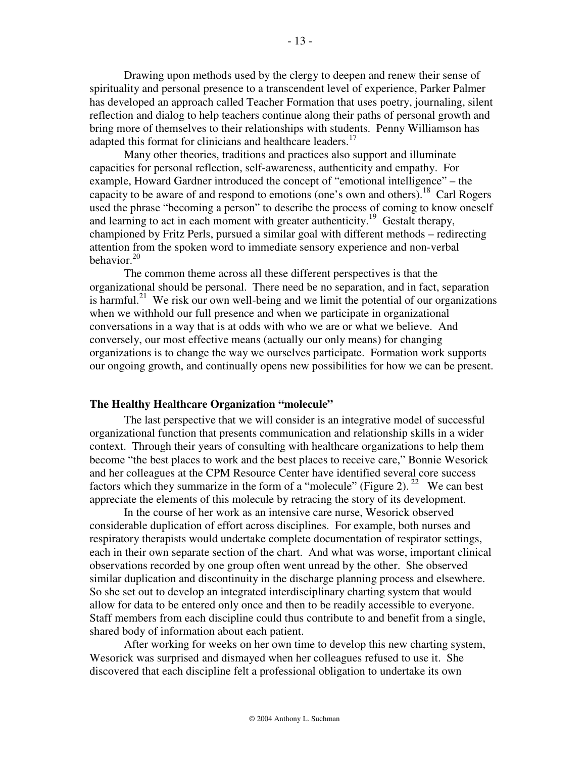Drawing upon methods used by the clergy to deepen and renew their sense of spirituality and personal presence to a transcendent level of experience, Parker Palmer has developed an approach called Teacher Formation that uses poetry, journaling, silent reflection and dialog to help teachers continue along their paths of personal growth and bring more of themselves to their relationships with students. Penny Williamson has adapted this format for clinicians and healthcare leaders.[17]

Many other theories, traditions and practices also support and illuminate capacities for personal reflection, self-awareness, authenticity and empathy. For example, Howard Gardner introduced the concept of "emotional intelligence" – the capacity to be aware of and respond to emotions (one's own and others).[18] Carl Rogers used the phrase "becoming a person" to describe the process of coming to know oneself and learning to act in each moment with greater authenticity.[19] Gestalt therapy, championed by Fritz Perls, pursued a similar goal with different methods – redirecting attention from the spoken word to immediate sensory experience and non-verbal behavior.[20]

The common theme across all these different perspectives is that the organizational should be personal. There need be no separation, and in fact, separation is harmful.[21] We risk our own well-being and we limit the potential of our organizations when we withhold our full presence and when we participate in organizational conversations in a way that is at odds with who we are or what we believe. And conversely, our most effective means (actually our only means) for changing organizations is to change the way we ourselves participate. Formation work supports our ongoing growth, and continually opens new possibilities for how we can be present.

## The Healthy Healthcare Organization "molecule"

The last perspective that we will consider is an integrative model of successful organizational function that presents communication and relationship skills in a wider context. Through their years of consulting with healthcare organizations to help them become "the best places to work and the best places to receive care," Bonnie Wesorick and her colleagues at the CPM Resource Center have identified several core success factors which they summarize in the form of a "molecule" (Figure 2).[22] We can best appreciate the elements of this molecule by retracing the story of its development.

In the course of her work as an intensive care nurse, Wesorick observed considerable duplication of effort across disciplines. For example, both nurses and respiratory therapists would undertake complete documentation of respirator settings, each in their own separate section of the chart. And what was worse, important clinical observations recorded by one group often went unread by the other. She observed similar duplication and discontinuity in the discharge planning process and elsewhere. So she set out to develop an integrated interdisciplinary charting system that would allow for data to be entered only once and then to be readily accessible to everyone. Staff members from each discipline could thus contribute to and benefit from a single, shared body of information about each patient.

After working for weeks on her own time to develop this new charting system, Wesorick was surprised and dismayed when her colleagues refused to use it. She discovered that each discipline felt a professional obligation to undertake its own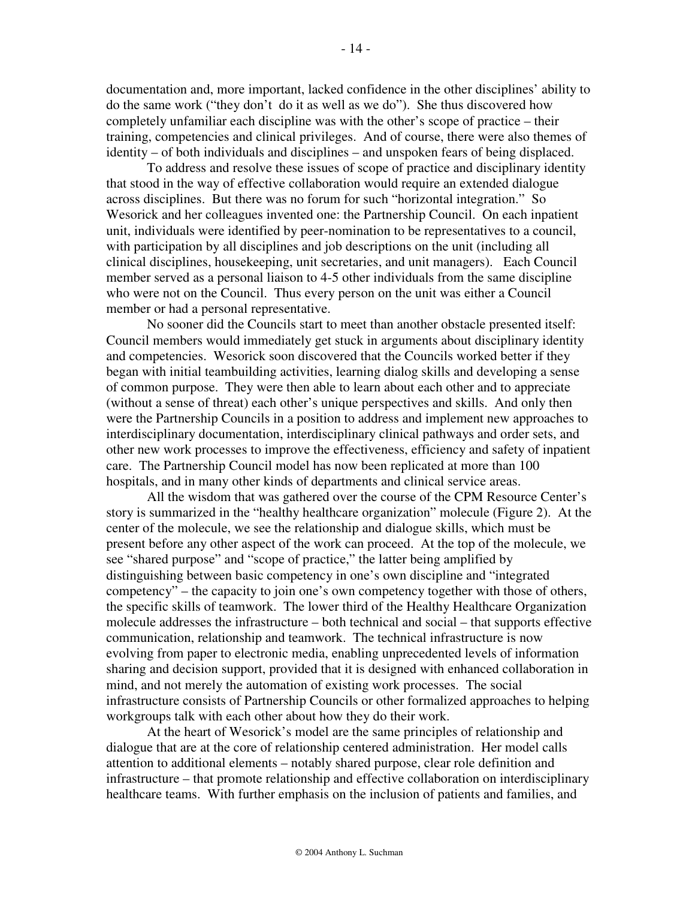documentation and, more important, lacked confidence in the other disciplines' ability to do the same work ("they don't  do it as well as we do"). She thus discovered how completely unfamiliar each discipline was with the other's scope of practice – their training, competencies and clinical privileges. And of course, there were also themes of identity – of both individuals and disciplines – and unspoken fears of being displaced.

To address and resolve these issues of scope of practice and disciplinary identity that stood in the way of effective collaboration would require an extended dialogue across disciplines. But there was no forum for such "horizontal integration." So Wesorick and her colleagues invented one: the Partnership Council. On each inpatient unit, individuals were identified by peer-nomination to be representatives to a council, with participation by all disciplines and job descriptions on the unit (including all clinical disciplines, housekeeping, unit secretaries, and unit managers). Each Council member served as a personal liaison to 4-5 other individuals from the same discipline who were not on the Council. Thus every person on the unit was either a Council member or had a personal representative.

No sooner did the Councils start to meet than another obstacle presented itself: Council members would immediately get stuck in arguments about disciplinary identity and competencies. Wesorick soon discovered that the Councils worked better if they began with initial teambuilding activities, learning dialog skills and developing a sense of common purpose. They were then able to learn about each other and to appreciate (without a sense of threat) each other's unique perspectives and skills. And only then were the Partnership Councils in a position to address and implement new approaches to interdisciplinary documentation, interdisciplinary clinical pathways and order sets, and other new work processes to improve the effectiveness, efficiency and safety of inpatient care. The Partnership Council model has now been replicated at more than 100 hospitals, and in many other kinds of departments and clinical service areas.

All the wisdom that was gathered over the course of the CPM Resource Center's story is summarized in the "healthy healthcare organization" molecule (Figure 2). At the center of the molecule, we see the relationship and dialogue skills, which must be present before any other aspect of the work can proceed. At the top of the molecule, we see "shared purpose" and "scope of practice," the latter being amplified by distinguishing between basic competency in one's own discipline and "integrated competency" – the capacity to join one's own competency together with those of others, the specific skills of teamwork. The lower third of the Healthy Healthcare Organization molecule addresses the infrastructure – both technical and social – that supports effective communication, relationship and teamwork. The technical infrastructure is now evolving from paper to electronic media, enabling unprecedented levels of information sharing and decision support, provided that it is designed with enhanced collaboration in mind, and not merely the automation of existing work processes. The social infrastructure consists of Partnership Councils or other formalized approaches to helping workgroups talk with each other about how they do their work.

At the heart of Wesorick's model are the same principles of relationship and dialogue that are at the core of relationship centered administration. Her model calls attention to additional elements – notably shared purpose, clear role definition and infrastructure – that promote relationship and effective collaboration on interdisciplinary healthcare teams. With further emphasis on the inclusion of patients and families, and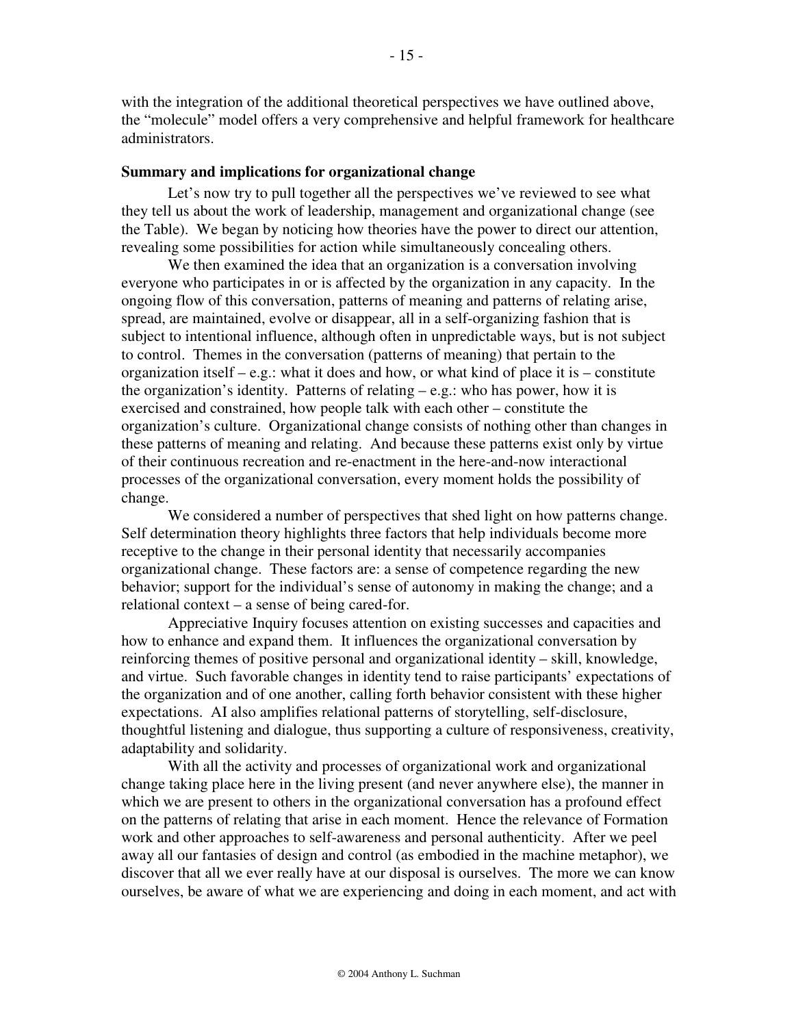with the integration of the additional theoretical perspectives we have outlined above, the "molecule" model offers a very comprehensive and helpful framework for healthcare administrators.

## Summary and implications for organizational change

Let's now try to pull together all the perspectives we've reviewed to see what they tell us about the work of leadership, management and organizational change (see the Table). We began by noticing how theories have the power to direct our attention, revealing some possibilities for action while simultaneously concealing others.

We then examined the idea that an organization is a conversation involving everyone who participates in or is affected by the organization in any capacity. In the ongoing flow of this conversation, patterns of meaning and patterns of relating arise, spread, are maintained, evolve or disappear, all in a self-organizing fashion that is subject to intentional influence, although often in unpredictable ways, but is not subject to control. Themes in the conversation (patterns of meaning) that pertain to the organization itself – e.g.: what it does and how, or what kind of place it is – constitute the organization's identity. Patterns of relating – e.g.: who has power, how it is exercised and constrained, how people talk with each other – constitute the organization's culture. Organizational change consists of nothing other than changes in these patterns of meaning and relating. And because these patterns exist only by virtue of their continuous recreation and re-enactment in the here-and-now interactional processes of the organizational conversation, every moment holds the possibility of change.

We considered a number of perspectives that shed light on how patterns change. Self determination theory highlights three factors that help individuals become more receptive to the change in their personal identity that necessarily accompanies organizational change. These factors are: a sense of competence regarding the new behavior; support for the individual's sense of autonomy in making the change; and a relational context – a sense of being cared-for.

Appreciative Inquiry focuses attention on existing successes and capacities and how to enhance and expand them. It influences the organizational conversation by reinforcing themes of positive personal and organizational identity – skill, knowledge, and virtue. Such favorable changes in identity tend to raise participants' expectations of the organization and of one another, calling forth behavior consistent with these higher expectations. AI also amplifies relational patterns of storytelling, self-disclosure, thoughtful listening and dialogue, thus supporting a culture of responsiveness, creativity, adaptability and solidarity.

With all the activity and processes of organizational work and organizational change taking place here in the living present (and never anywhere else), the manner in which we are present to others in the organizational conversation has a profound effect on the patterns of relating that arise in each moment. Hence the relevance of Formation work and other approaches to self-awareness and personal authenticity. After we peel away all our fantasies of design and control (as embodied in the machine metaphor), we discover that all we ever really have at our disposal is ourselves. The more we can know ourselves, be aware of what we are experiencing and doing in each moment, and act with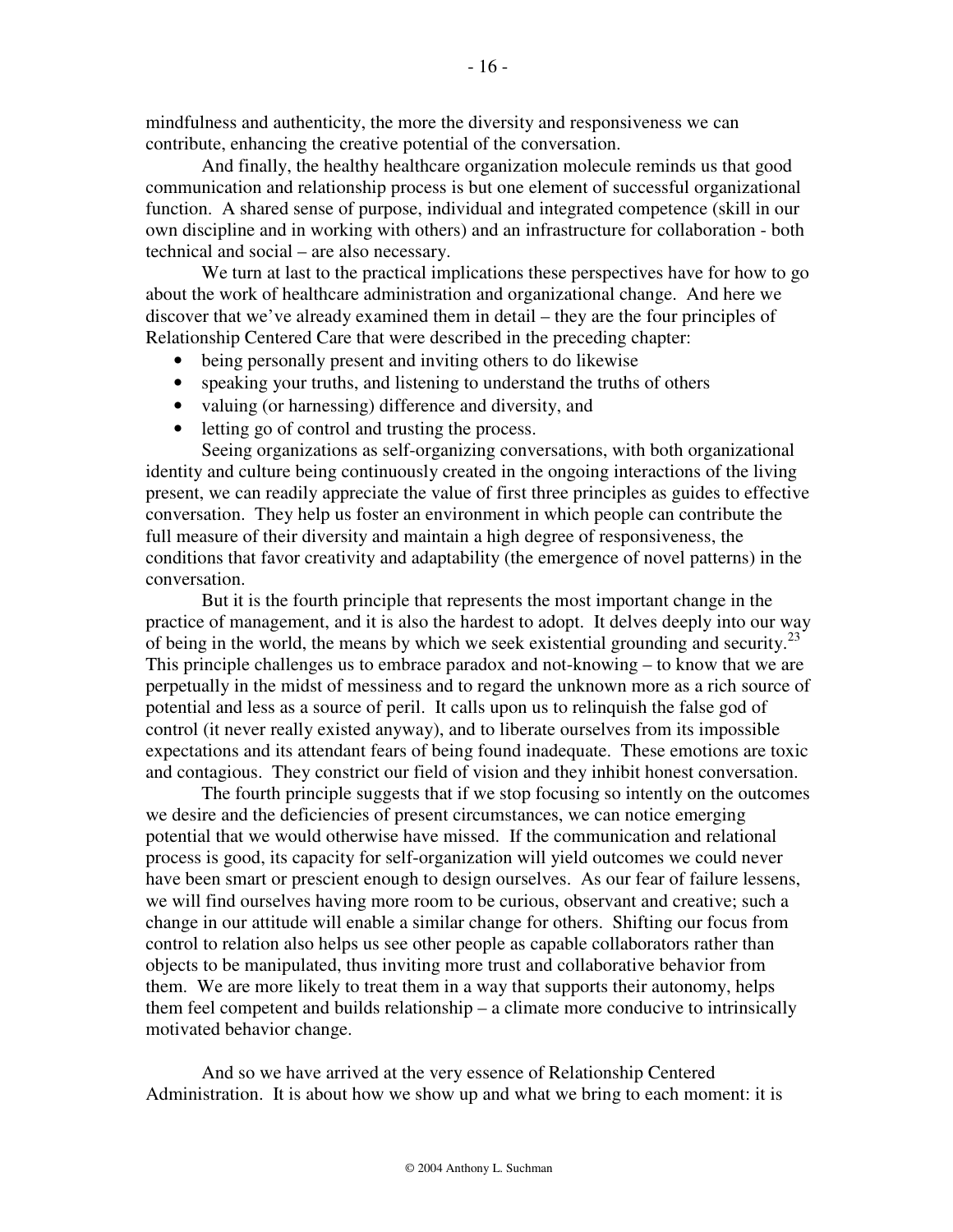mindfulness and authenticity, the more the diversity and responsiveness we can contribute, enhancing the creative potential of the conversation.

And finally, the healthy healthcare organization molecule reminds us that good communication and relationship process is but one element of successful organizational function. A shared sense of purpose, individual and integrated competence (skill in our own discipline and in working with others) and an infrastructure for collaboration - both technical and social – are also necessary.

We turn at last to the practical implications these perspectives have for how to go about the work of healthcare administration and organizational change. And here we discover that we've already examined them in detail – they are the four principles of Relationship Centered Care that were described in the preceding chapter:

- being personally present and inviting others to do likewise
- speaking your truths, and listening to understand the truths of others
- valuing (or harnessing) difference and diversity, and
- letting go of control and trusting the process.

Seeing organizations as self-organizing conversations, with both organizational identity and culture being continuously created in the ongoing interactions of the living present, we can readily appreciate the value of first three principles as guides to effective conversation. They help us foster an environment in which people can contribute the full measure of their diversity and maintain a high degree of responsiveness, the conditions that favor creativity and adaptability (the emergence of novel patterns) in the conversation.

But it is the fourth principle that represents the most important change in the practice of management, and it is also the hardest to adopt. It delves deeply into our way of being in the world, the means by which we seek existential grounding and security.[23] This principle challenges us to embrace paradox and not-knowing – to know that we are perpetually in the midst of messiness and to regard the unknown more as a rich source of potential and less as a source of peril. It calls upon us to relinquish the false god of control (it never really existed anyway), and to liberate ourselves from its impossible expectations and its attendant fears of being found inadequate. These emotions are toxic and contagious. They constrict our field of vision and they inhibit honest conversation.

The fourth principle suggests that if we stop focusing so intently on the outcomes we desire and the deficiencies of present circumstances, we can notice emerging potential that we would otherwise have missed. If the communication and relational process is good, its capacity for self-organization will yield outcomes we could never have been smart or prescient enough to design ourselves. As our fear of failure lessens, we will find ourselves having more room to be curious, observant and creative; such a change in our attitude will enable a similar change for others. Shifting our focus from control to relation also helps us see other people as capable collaborators rather than objects to be manipulated, thus inviting more trust and collaborative behavior from them. We are more likely to treat them in a way that supports their autonomy, helps them feel competent and builds relationship – a climate more conducive to intrinsically motivated behavior change.

And so we have arrived at the very essence of Relationship Centered Administration. It is about how we show up and what we bring to each moment: it is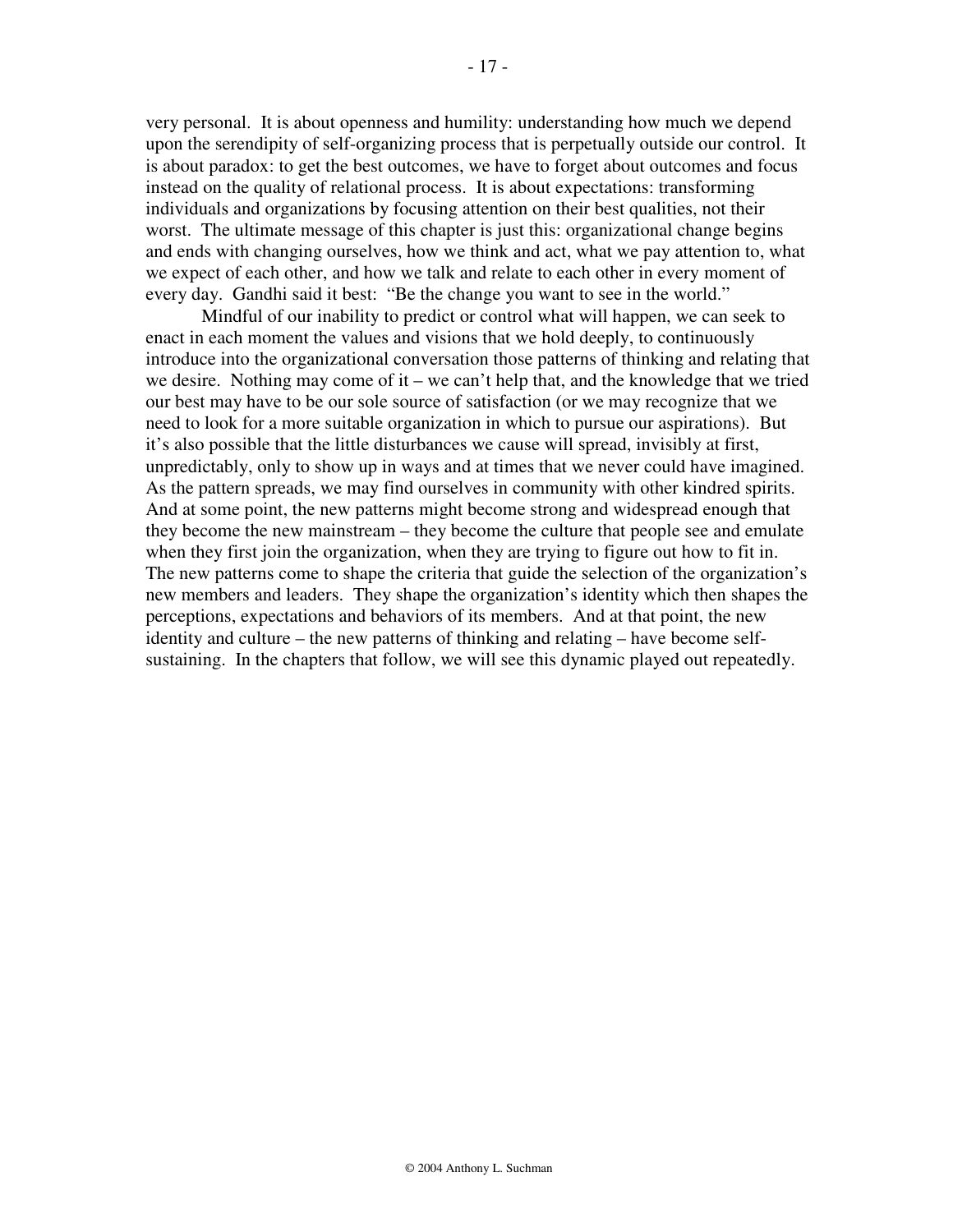very personal. It is about openness and humility: understanding how much we depend upon the serendipity of self-organizing process that is perpetually outside our control. It is about paradox: to get the best outcomes, we have to forget about outcomes and focus instead on the quality of relational process. It is about expectations: transforming individuals and organizations by focusing attention on their best qualities, not their worst. The ultimate message of this chapter is just this: organizational change begins and ends with changing ourselves, how we think and act, what we pay attention to, what we expect of each other, and how we talk and relate to each other in every moment of every day. Gandhi said it best: "Be the change you want to see in the world."

Mindful of our inability to predict or control what will happen, we can seek to enact in each moment the values and visions that we hold deeply, to continuously introduce into the organizational conversation those patterns of thinking and relating that we desire. Nothing may come of it – we can't help that, and the knowledge that we tried our best may have to be our sole source of satisfaction (or we may recognize that we need to look for a more suitable organization in which to pursue our aspirations). But it's also possible that the little disturbances we cause will spread, invisibly at first, unpredictably, only to show up in ways and at times that we never could have imagined. As the pattern spreads, we may find ourselves in community with other kindred spirits. And at some point, the new patterns might become strong and widespread enough that they become the new mainstream – they become the culture that people see and emulate when they first join the organization, when they are trying to figure out how to fit in. The new patterns come to shape the criteria that guide the selection of the organization's new members and leaders. They shape the organization's identity which then shapes the perceptions, expectations and behaviors of its members. And at that point, the new identity and culture – the new patterns of thinking and relating – have become self-sustaining. In the chapters that follow, we will see this dynamic played out repeatedly.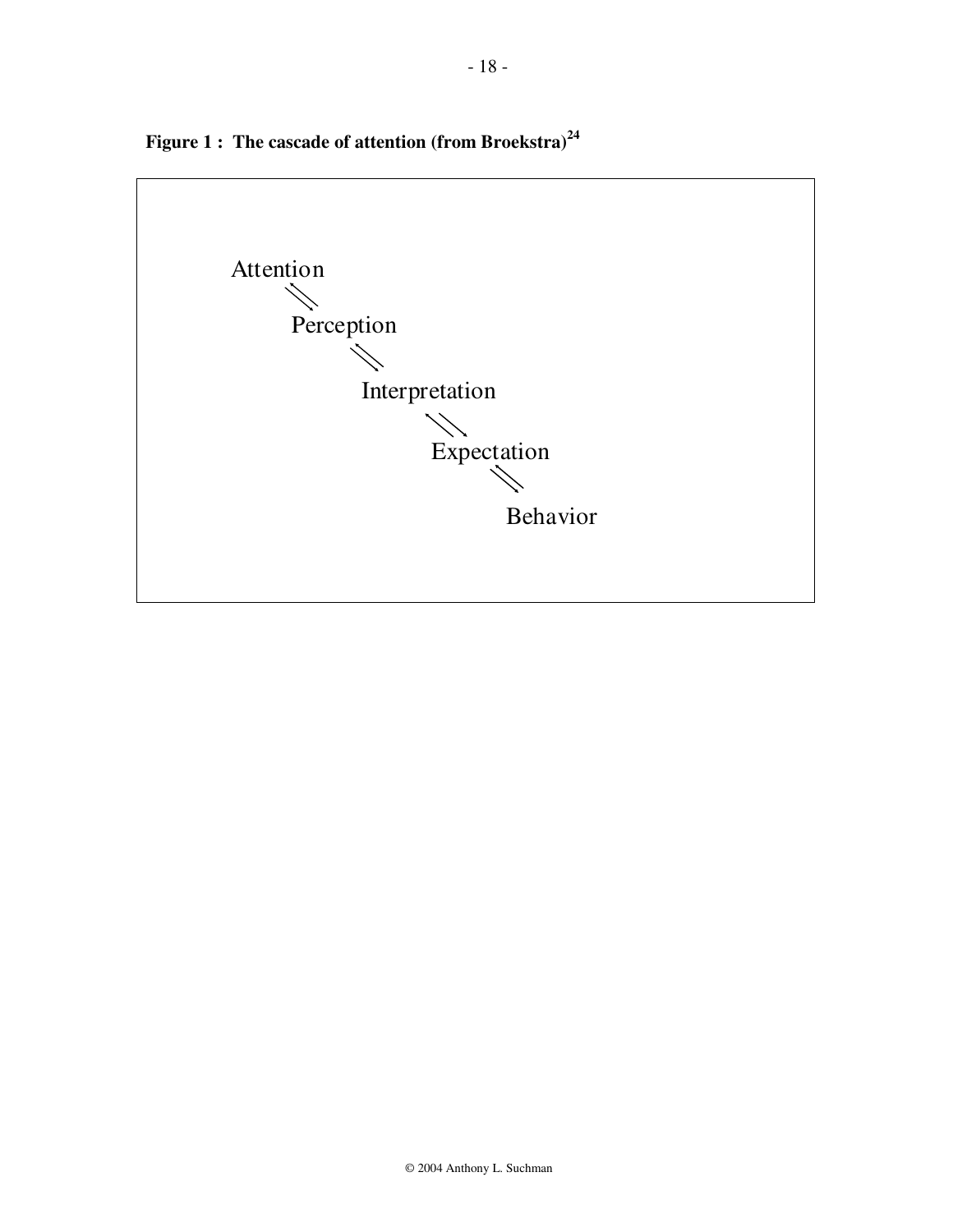**Figure 1 : The cascade of attention (from Broekstra)[24]**

Attention
⇅
Perception
⇅
Interpretation
⇅
Expectation
⇅
Behavior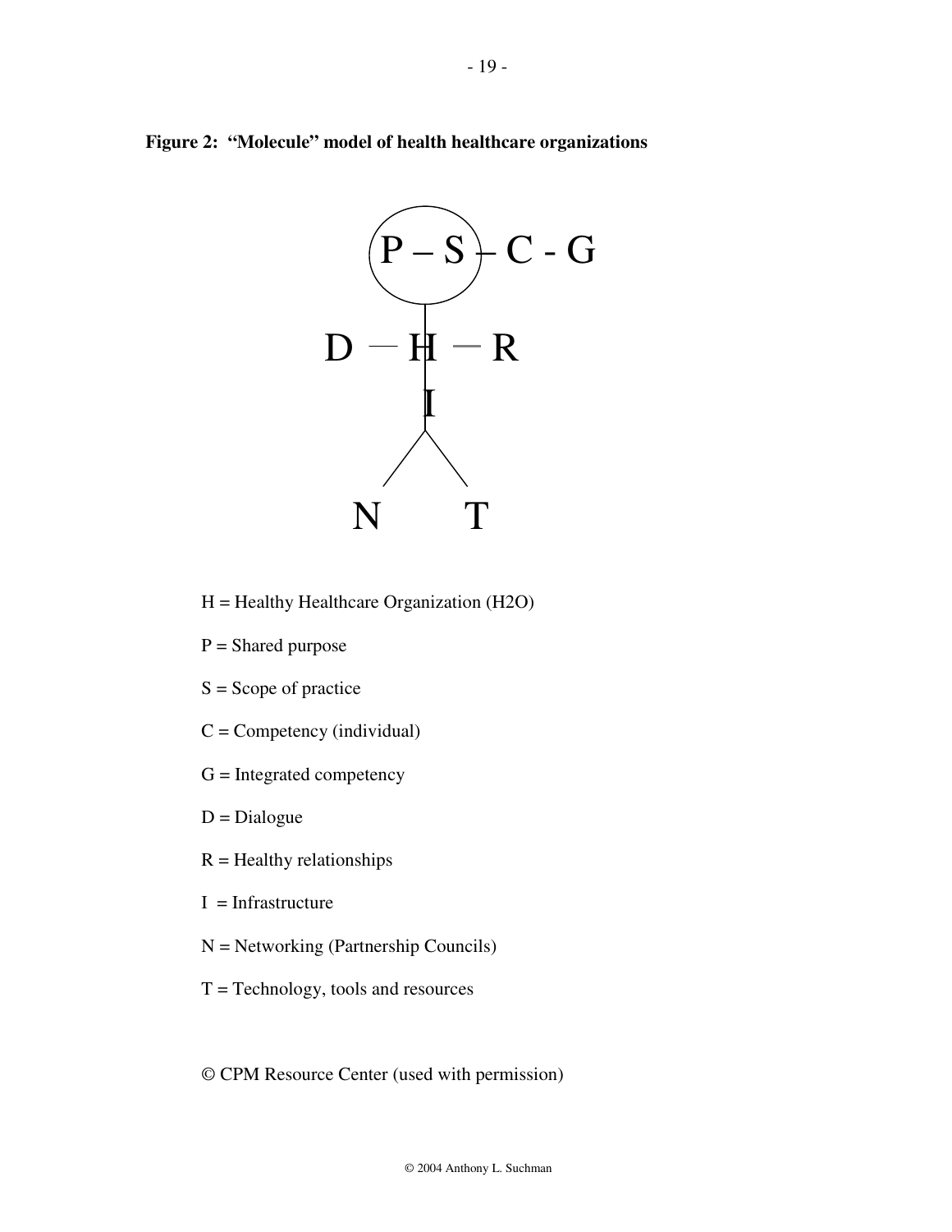**Figure 2: "Molecule" model of health healthcare organizations**

```
      (P – S) – C - G
          |
     D — H — R
          I
         / \
        N   T
```

H = Healthy Healthcare Organization (H2O)

P = Shared purpose

S = Scope of practice

C = Competency (individual)

G = Integrated competency

D = Dialogue

R = Healthy relationships

I = Infrastructure

N = Networking (Partnership Councils)

T = Technology, tools and resources

© CPM Resource Center (used with permission)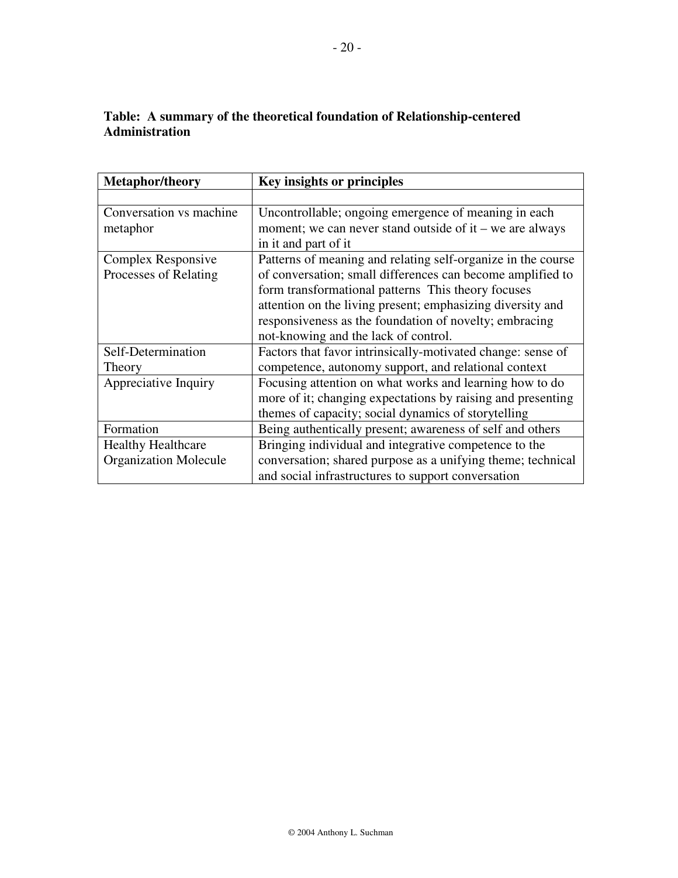**Table: A summary of the theoretical foundation of Relationship-centered Administration**

| Metaphor/theory | Key insights or principles |
|---|---|
| | |
| Conversation vs machine metaphor | Uncontrollable; ongoing emergence of meaning in each moment; we can never stand outside of it – we are always in it and part of it |
| Complex Responsive Processes of Relating | Patterns of meaning and relating self-organize in the course of conversation; small differences can become amplified to form transformational patterns This theory focuses attention on the living present; emphasizing diversity and responsiveness as the foundation of novelty; embracing not-knowing and the lack of control. |
| Self-Determination Theory | Factors that favor intrinsically-motivated change: sense of competence, autonomy support, and relational context |
| Appreciative Inquiry | Focusing attention on what works and learning how to do more of it; changing expectations by raising and presenting themes of capacity; social dynamics of storytelling |
| Formation | Being authentically present; awareness of self and others |
| Healthy Healthcare Organization Molecule | Bringing individual and integrative competence to the conversation; shared purpose as a unifying theme; technical and social infrastructures to support conversation |

© 2004 Anthony L. Suchman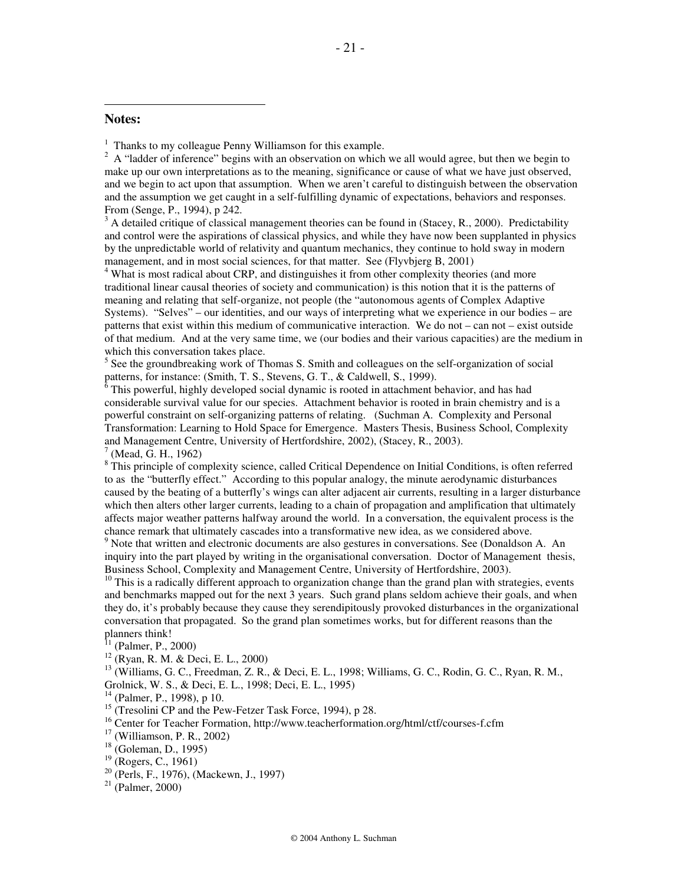**Notes:**

[1] Thanks to my colleague Penny Williamson for this example.

[2] A "ladder of inference" begins with an observation on which we all would agree, but then we begin to make up our own interpretations as to the meaning, significance or cause of what we have just observed, and we begin to act upon that assumption. When we aren't careful to distinguish between the observation and the assumption we get caught in a self-fulfilling dynamic of expectations, behaviors and responses. From (Senge, P., 1994), p 242.

[3] A detailed critique of classical management theories can be found in (Stacey, R., 2000). Predictability and control were the aspirations of classical physics, and while they have now been supplanted in physics by the unpredictable world of relativity and quantum mechanics, they continue to hold sway in modern management, and in most social sciences, for that matter. See (Flyvbjerg B, 2001)

[4] What is most radical about CRP, and distinguishes it from other complexity theories (and more traditional linear causal theories of society and communication) is this notion that it is the patterns of meaning and relating that self-organize, not people (the "autonomous agents of Complex Adaptive Systems). "Selves" – our identities, and our ways of interpreting what we experience in our bodies – are patterns that exist within this medium of communicative interaction. We do not – can not – exist outside of that medium. And at the very same time, we (our bodies and their various capacities) are the medium in which this conversation takes place.

[5] See the groundbreaking work of Thomas S. Smith and colleagues on the self-organization of social patterns, for instance: (Smith, T. S., Stevens, G. T., & Caldwell, S., 1999).

[6] This powerful, highly developed social dynamic is rooted in attachment behavior, and has had considerable survival value for our species. Attachment behavior is rooted in brain chemistry and is a powerful constraint on self-organizing patterns of relating. (Suchman A. Complexity and Personal Transformation: Learning to Hold Space for Emergence. Masters Thesis, Business School, Complexity and Management Centre, University of Hertfordshire, 2002), (Stacey, R., 2003).

[7] (Mead, G. H., 1962)

[8] This principle of complexity science, called Critical Dependence on Initial Conditions, is often referred to as the "butterfly effect." According to this popular analogy, the minute aerodynamic disturbances caused by the beating of a butterfly's wings can alter adjacent air currents, resulting in a larger disturbance which then alters other larger currents, leading to a chain of propagation and amplification that ultimately affects major weather patterns halfway around the world. In a conversation, the equivalent process is the chance remark that ultimately cascades into a transformative new idea, as we considered above.

[9] Note that written and electronic documents are also gestures in conversations. See (Donaldson A. An inquiry into the part played by writing in the organisational conversation. Doctor of Management thesis, Business School, Complexity and Management Centre, University of Hertfordshire, 2003).

[10] This is a radically different approach to organization change than the grand plan with strategies, events and benchmarks mapped out for the next 3 years. Such grand plans seldom achieve their goals, and when they do, it's probably because they cause they serendipitously provoked disturbances in the organizational conversation that propagated. So the grand plan sometimes works, but for different reasons than the planners think!

[11] (Palmer, P., 2000)

[12] (Ryan, R. M. & Deci, E. L., 2000)

[13] (Williams, G. C., Freedman, Z. R., & Deci, E. L., 1998; Williams, G. C., Rodin, G. C., Ryan, R. M., Grolnick, W. S., & Deci, E. L., 1998; Deci, E. L., 1995)

[14] (Palmer, P., 1998), p 10.

[15] (Tresolini CP and the Pew-Fetzer Task Force, 1994), p 28.

[16] Center for Teacher Formation, http://www.teacherformation.org/html/ctf/courses-f.cfm

[17] (Williamson, P. R., 2002)

[18] (Goleman, D., 1995)

[19] (Rogers, C., 1961)

[20] (Perls, F., 1976), (Mackewn, J., 1997)

[21] (Palmer, 2000)

© 2004 Anthony L. Suchman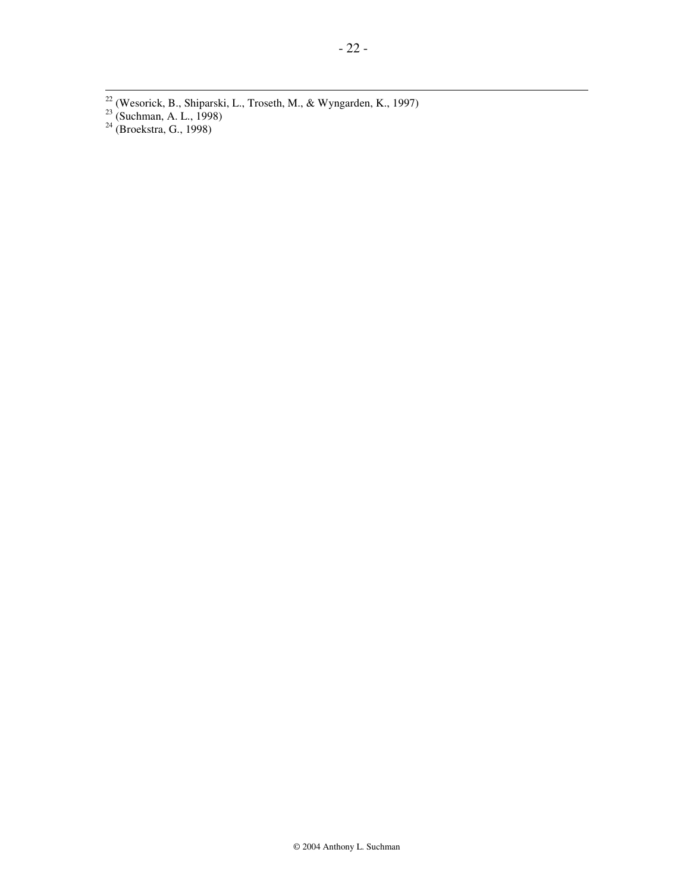[22] (Wesorick, B., Shiparski, L., Troseth, M., & Wyngarden, K., 1997)

[23] (Suchman, A. L., 1998)

[24] (Broekstra, G., 1998)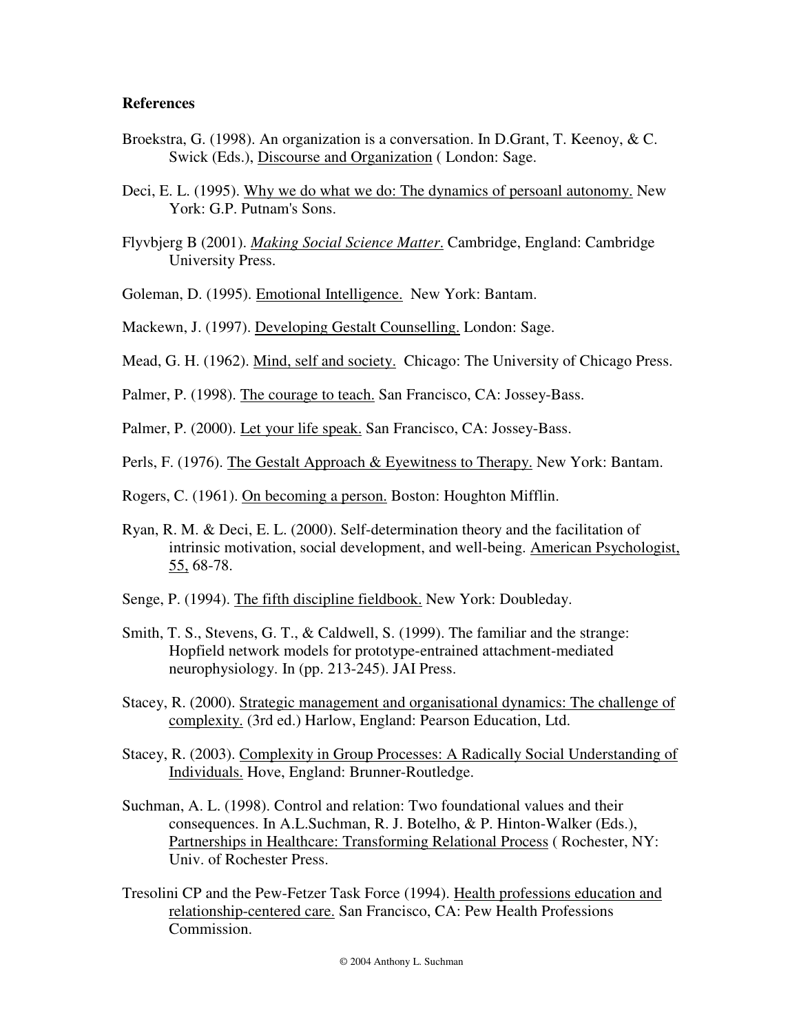**References**

Broekstra, G. (1998). An organization is a conversation. In D.Grant, T. Keenoy, & C. Swick (Eds.), Discourse and Organization ( London: Sage.

Deci, E. L. (1995). Why we do what we do: The dynamics of persoanl autonomy. New York: G.P. Putnam's Sons.

Flyvbjerg B (2001). *Making Social Science Matter*. Cambridge, England: Cambridge University Press.

Goleman, D. (1995). Emotional Intelligence. New York: Bantam.

Mackewn, J. (1997). Developing Gestalt Counselling. London: Sage.

Mead, G. H. (1962). Mind, self and society. Chicago: The University of Chicago Press.

Palmer, P. (1998). The courage to teach. San Francisco, CA: Jossey-Bass.

Palmer, P. (2000). Let your life speak. San Francisco, CA: Jossey-Bass.

Perls, F. (1976). The Gestalt Approach & Eyewitness to Therapy. New York: Bantam.

Rogers, C. (1961). On becoming a person. Boston: Houghton Mifflin.

Ryan, R. M. & Deci, E. L. (2000). Self-determination theory and the facilitation of intrinsic motivation, social development, and well-being. American Psychologist, 55, 68-78.

Senge, P. (1994). The fifth discipline fieldbook. New York: Doubleday.

Smith, T. S., Stevens, G. T., & Caldwell, S. (1999). The familiar and the strange: Hopfield network models for prototype-entrained attachment-mediated neurophysiology. In (pp. 213-245). JAI Press.

Stacey, R. (2000). Strategic management and organisational dynamics: The challenge of complexity. (3rd ed.) Harlow, England: Pearson Education, Ltd.

Stacey, R. (2003). Complexity in Group Processes: A Radically Social Understanding of Individuals. Hove, England: Brunner-Routledge.

Suchman, A. L. (1998). Control and relation: Two foundational values and their consequences. In A.L.Suchman, R. J. Botelho, & P. Hinton-Walker (Eds.), Partnerships in Healthcare: Transforming Relational Process ( Rochester, NY: Univ. of Rochester Press.

Tresolini CP and the Pew-Fetzer Task Force (1994). Health professions education and relationship-centered care. San Francisco, CA: Pew Health Professions Commission.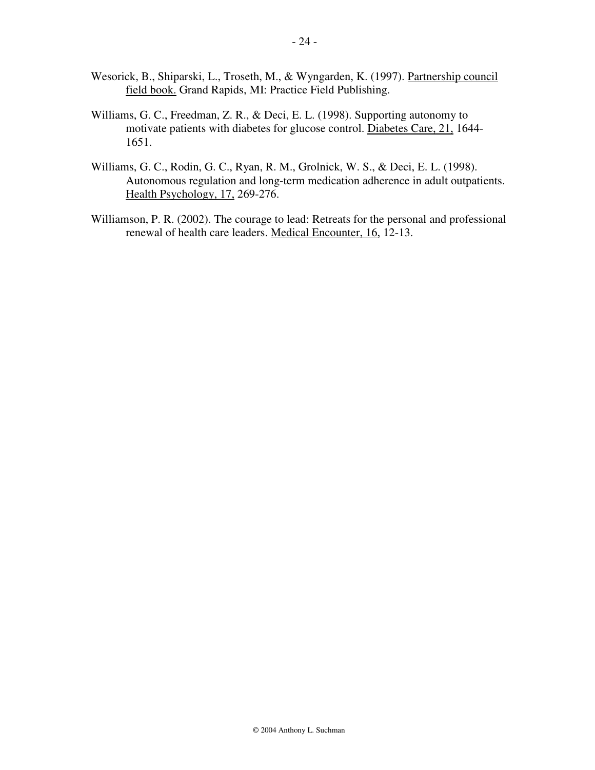Wesorick, B., Shiparski, L., Troseth, M., & Wyngarden, K. (1997). Partnership council field book. Grand Rapids, MI: Practice Field Publishing.

Williams, G. C., Freedman, Z. R., & Deci, E. L. (1998). Supporting autonomy to motivate patients with diabetes for glucose control. Diabetes Care, 21, 1644-1651.

Williams, G. C., Rodin, G. C., Ryan, R. M., Grolnick, W. S., & Deci, E. L. (1998). Autonomous regulation and long-term medication adherence in adult outpatients. Health Psychology, 17, 269-276.

Williamson, P. R. (2002). The courage to lead: Retreats for the personal and professional renewal of health care leaders. Medical Encounter, 16, 12-13.